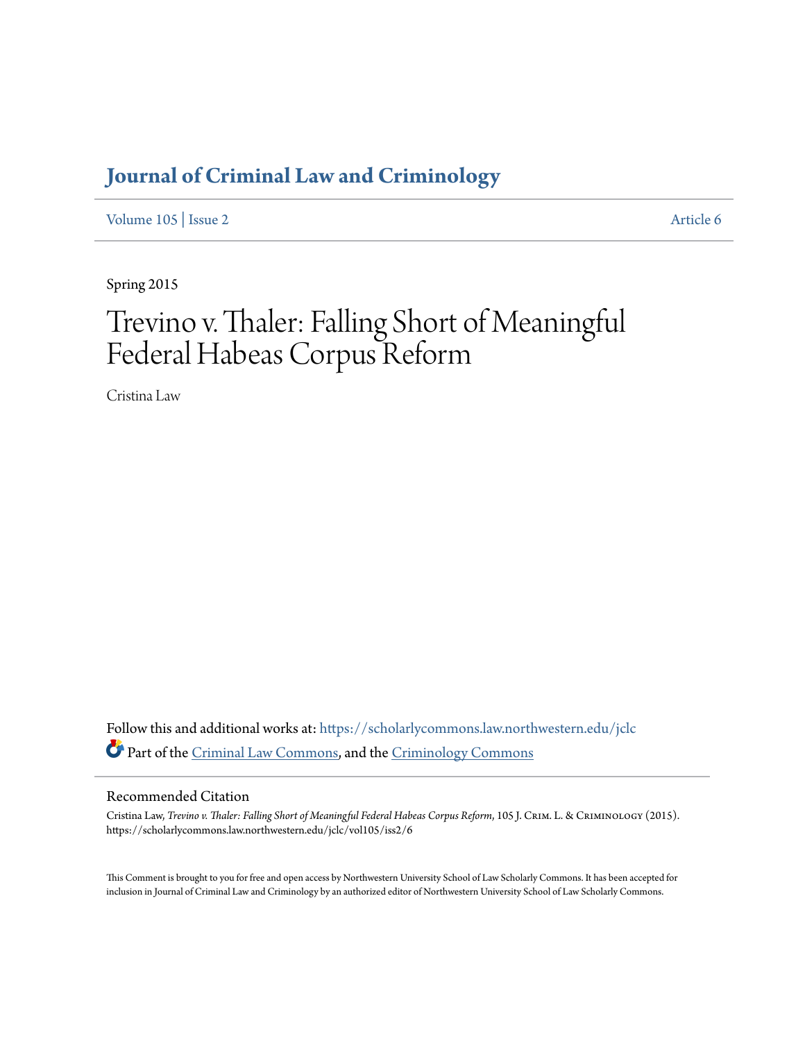# Journal of Criminal Law and Criminology

Volume 105 | Issue 2 Article 6

Spring 2015

# Trevino v. Thaler: Falling Short of Meaningful Federal Habeas Corpus Reform

Cristina Law

Follow this and additional works at: https://scholarlycommons.law.northwestern.edu/jclc

Part of the Criminal Law Commons, and the Criminology Commons

## Recommended Citation

Cristina Law, *Trevino v. Thaler: Falling Short of Meaningful Federal Habeas Corpus Reform*, 105 J. Crim. L. & Criminology (2015).
https://scholarlycommons.law.northwestern.edu/jclc/vol105/iss2/6

This Comment is brought to you for free and open access by Northwestern University School of Law Scholarly Commons. It has been accepted for inclusion in Journal of Criminal Law and Criminology by an authorized editor of Northwestern University School of Law Scholarly Commons.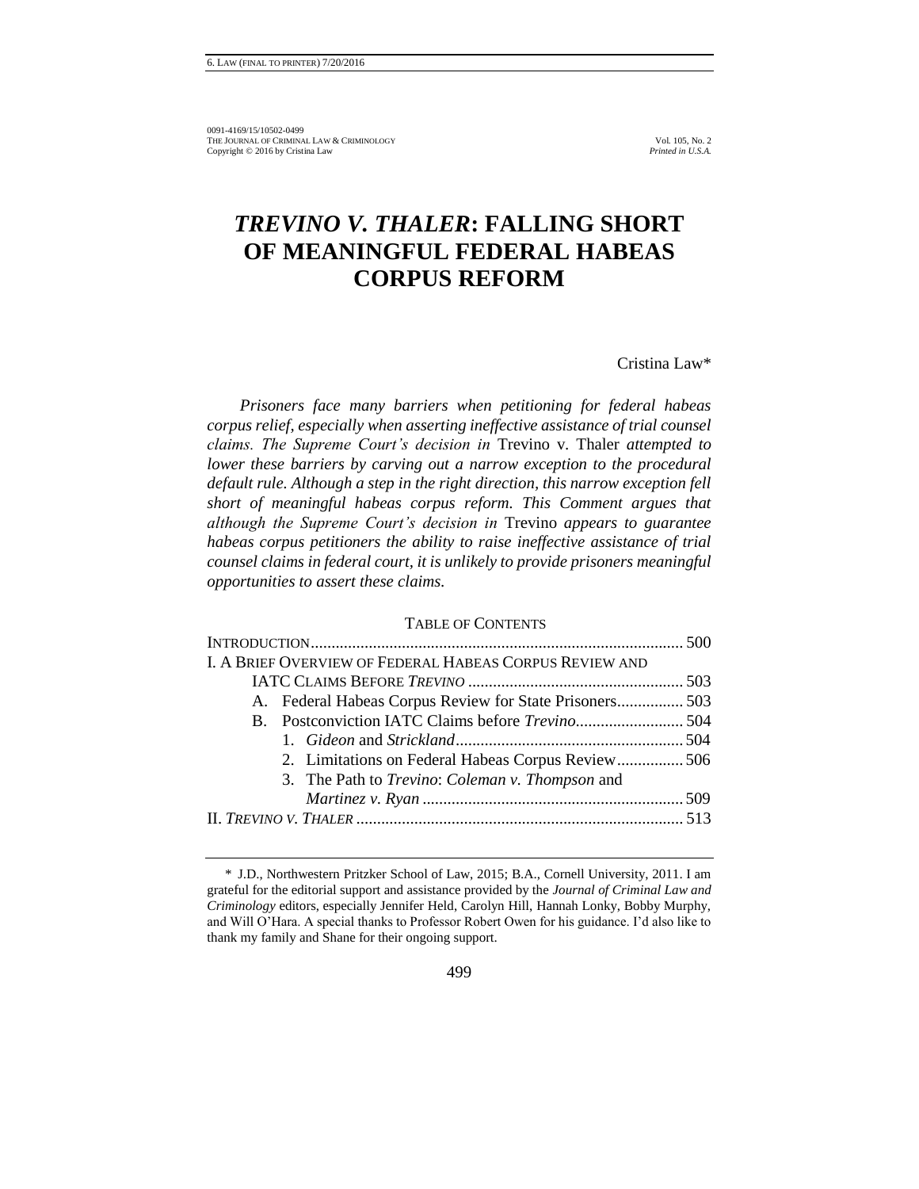# *TREVINO V. THALER*: FALLING SHORT OF MEANINGFUL FEDERAL HABEAS CORPUS REFORM

Cristina Law*

*Prisoners face many barriers when petitioning for federal habeas corpus relief, especially when asserting ineffective assistance of trial counsel claims. The Supreme Court's decision in* Trevino v. Thaler *attempted to lower these barriers by carving out a narrow exception to the procedural default rule. Although a step in the right direction, this narrow exception fell short of meaningful habeas corpus reform. This Comment argues that although the Supreme Court's decision in* Trevino *appears to guarantee habeas corpus petitioners the ability to raise ineffective assistance of trial counsel claims in federal court, it is unlikely to provide prisoners meaningful opportunities to assert these claims.*

TABLE OF CONTENTS

- INTRODUCTION ..... 500
- I. A BRIEF OVERVIEW OF FEDERAL HABEAS CORPUS REVIEW AND IATC CLAIMS BEFORE *TREVINO* ..... 503
  - A. Federal Habeas Corpus Review for State Prisoners ..... 503
  - B. Postconviction IATC Claims before *Trevino* ..... 504
    - 1. *Gideon* and *Strickland* ..... 504
    - 2. Limitations on Federal Habeas Corpus Review ..... 506
    - 3. The Path to *Trevino*: *Coleman v. Thompson* and *Martinez v. Ryan* ..... 509
- II. *TREVINO V. THALER* ..... 513

\* J.D., Northwestern Pritzker School of Law, 2015; B.A., Cornell University, 2011. I am grateful for the editorial support and assistance provided by the *Journal of Criminal Law and Criminology* editors, especially Jennifer Held, Carolyn Hill, Hannah Lonky, Bobby Murphy, and Will O'Hara. A special thanks to Professor Robert Owen for his guidance. I'd also like to thank my family and Shane for their ongoing support.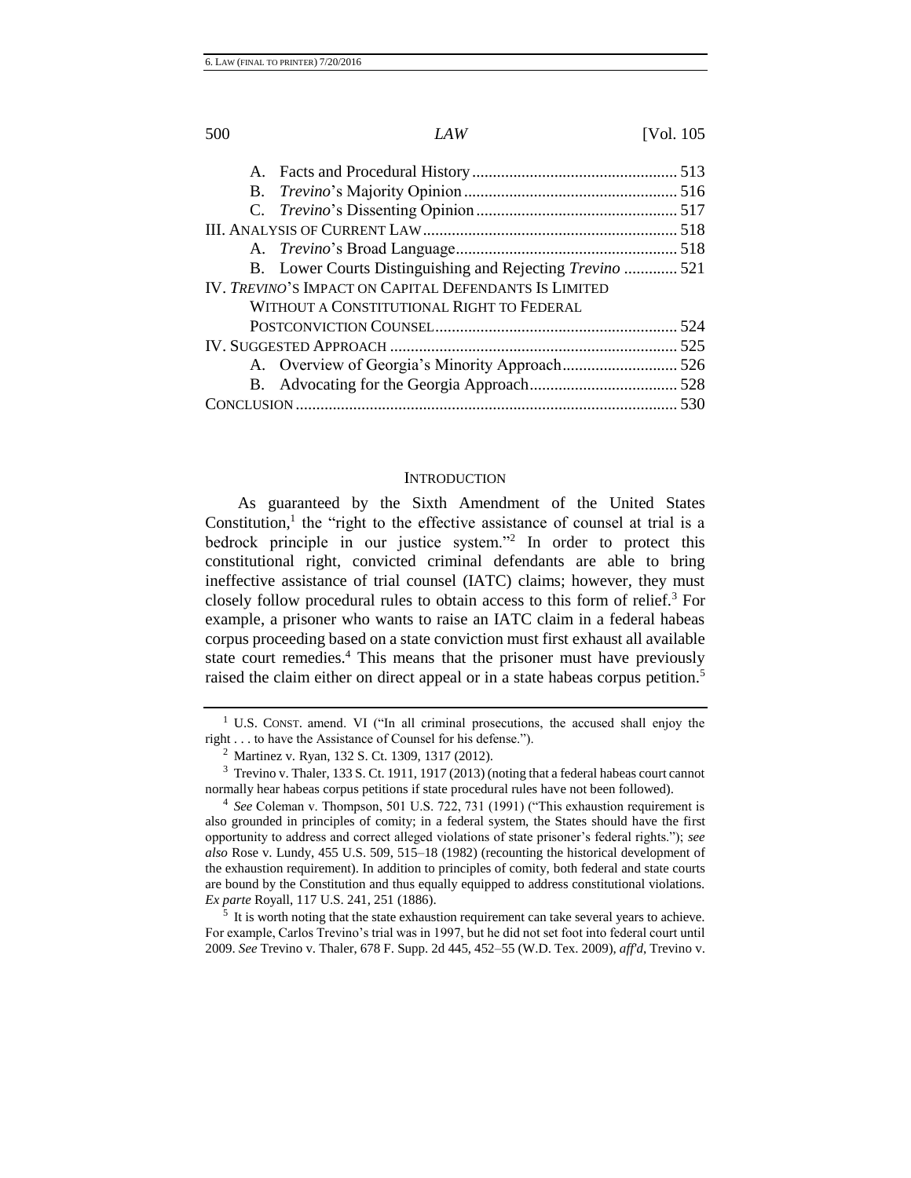A. Facts and Procedural History ................................................. 513
B. *Trevino*'s Majority Opinion .................................................... 516
C. *Trevino*'s Dissenting Opinion ................................................ 517
III. ANALYSIS OF CURRENT LAW ............................................................ 518
A. *Trevino*'s Broad Language ...................................................... 518
B. Lower Courts Distinguishing and Rejecting *Trevino* ............. 521
IV. *TREVINO*'S IMPACT ON CAPITAL DEFENDANTS IS LIMITED WITHOUT A CONSTITUTIONAL RIGHT TO FEDERAL POSTCONVICTION COUNSEL ........................................................... 524
IV. SUGGESTED APPROACH ...................................................................... 525
A. Overview of Georgia's Minority Approach ............................ 526
B. Advocating for the Georgia Approach .................................... 528
CONCLUSION ............................................................................................ 530

## INTRODUCTION

As guaranteed by the Sixth Amendment of the United States Constitution,[1] the "right to the effective assistance of counsel at trial is a bedrock principle in our justice system."[2] In order to protect this constitutional right, convicted criminal defendants are able to bring ineffective assistance of trial counsel (IATC) claims; however, they must closely follow procedural rules to obtain access to this form of relief.[3] For example, a prisoner who wants to raise an IATC claim in a federal habeas corpus proceeding based on a state conviction must first exhaust all available state court remedies.[4] This means that the prisoner must have previously raised the claim either on direct appeal or in a state habeas corpus petition.[5]

---

[1] U.S. CONST. amend. VI ("In all criminal prosecutions, the accused shall enjoy the right . . . to have the Assistance of Counsel for his defense.").

[2] Martinez v. Ryan, 132 S. Ct. 1309, 1317 (2012).

[3] Trevino v. Thaler, 133 S. Ct. 1911, 1917 (2013) (noting that a federal habeas court cannot normally hear habeas corpus petitions if state procedural rules have not been followed).

[4] *See* Coleman v. Thompson, 501 U.S. 722, 731 (1991) ("This exhaustion requirement is also grounded in principles of comity; in a federal system, the States should have the first opportunity to address and correct alleged violations of state prisoner's federal rights."); *see also* Rose v. Lundy, 455 U.S. 509, 515–18 (1982) (recounting the historical development of the exhaustion requirement). In addition to principles of comity, both federal and state courts are bound by the Constitution and thus equally equipped to address constitutional violations. *Ex parte* Royall, 117 U.S. 241, 251 (1886).

[5] It is worth noting that the state exhaustion requirement can take several years to achieve. For example, Carlos Trevino's trial was in 1997, but he did not set foot into federal court until 2009. *See* Trevino v. Thaler, 678 F. Supp. 2d 445, 452–55 (W.D. Tex. 2009), *aff'd*, Trevino v.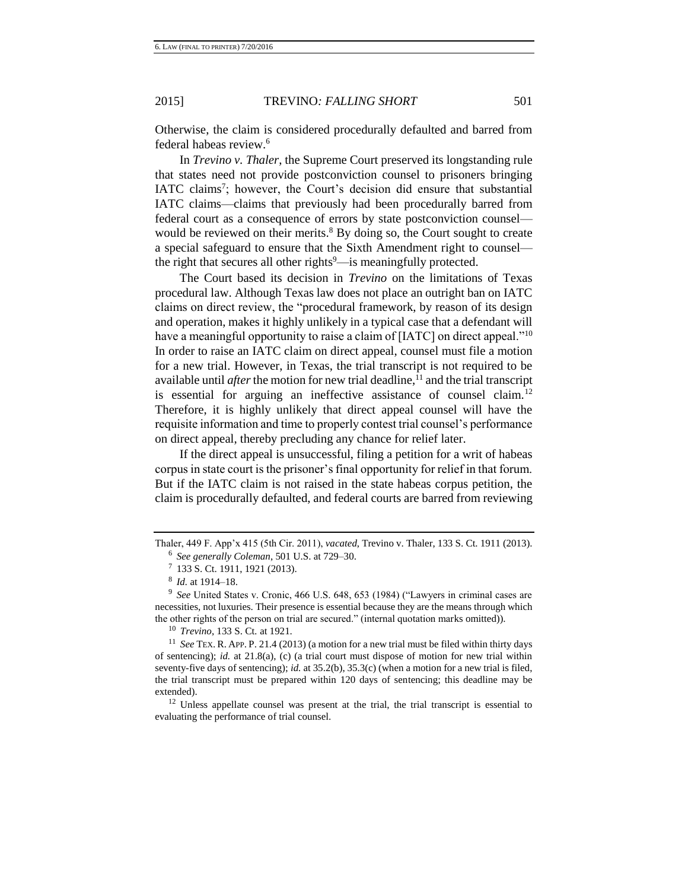Otherwise, the claim is considered procedurally defaulted and barred from federal habeas review.[6]

In *Trevino v. Thaler*, the Supreme Court preserved its longstanding rule that states need not provide postconviction counsel to prisoners bringing IATC claims[7]; however, the Court's decision did ensure that substantial IATC claims—claims that previously had been procedurally barred from federal court as a consequence of errors by state postconviction counsel—would be reviewed on their merits.[8] By doing so, the Court sought to create a special safeguard to ensure that the Sixth Amendment right to counsel—the right that secures all other rights[9]—is meaningfully protected.

The Court based its decision in *Trevino* on the limitations of Texas procedural law. Although Texas law does not place an outright ban on IATC claims on direct review, the "procedural framework, by reason of its design and operation, makes it highly unlikely in a typical case that a defendant will have a meaningful opportunity to raise a claim of [IATC] on direct appeal."[10] In order to raise an IATC claim on direct appeal, counsel must file a motion for a new trial. However, in Texas, the trial transcript is not required to be available until *after* the motion for new trial deadline,[11] and the trial transcript is essential for arguing an ineffective assistance of counsel claim.[12] Therefore, it is highly unlikely that direct appeal counsel will have the requisite information and time to properly contest trial counsel's performance on direct appeal, thereby precluding any chance for relief later.

If the direct appeal is unsuccessful, filing a petition for a writ of habeas corpus in state court is the prisoner's final opportunity for relief in that forum. But if the IATC claim is not raised in the state habeas corpus petition, the claim is procedurally defaulted, and federal courts are barred from reviewing

---

Thaler, 449 F. App'x 415 (5th Cir. 2011), *vacated*, Trevino v. Thaler, 133 S. Ct. 1911 (2013).

[6] *See generally Coleman*, 501 U.S. at 729–30.

[7] 133 S. Ct. 1911, 1921 (2013).

[8] *Id.* at 1914–18.

[9] *See* United States v. Cronic, 466 U.S. 648, 653 (1984) ("Lawyers in criminal cases are necessities, not luxuries. Their presence is essential because they are the means through which the other rights of the person on trial are secured." (internal quotation marks omitted)).

[10] *Trevino*, 133 S. Ct. at 1921.

[11] *See* TEX. R. APP. P. 21.4 (2013) (a motion for a new trial must be filed within thirty days of sentencing); *id.* at 21.8(a), (c) (a trial court must dispose of motion for new trial within seventy-five days of sentencing); *id.* at 35.2(b), 35.3(c) (when a motion for a new trial is filed, the trial transcript must be prepared within 120 days of sentencing; this deadline may be extended).

[12] Unless appellate counsel was present at the trial, the trial transcript is essential to evaluating the performance of trial counsel.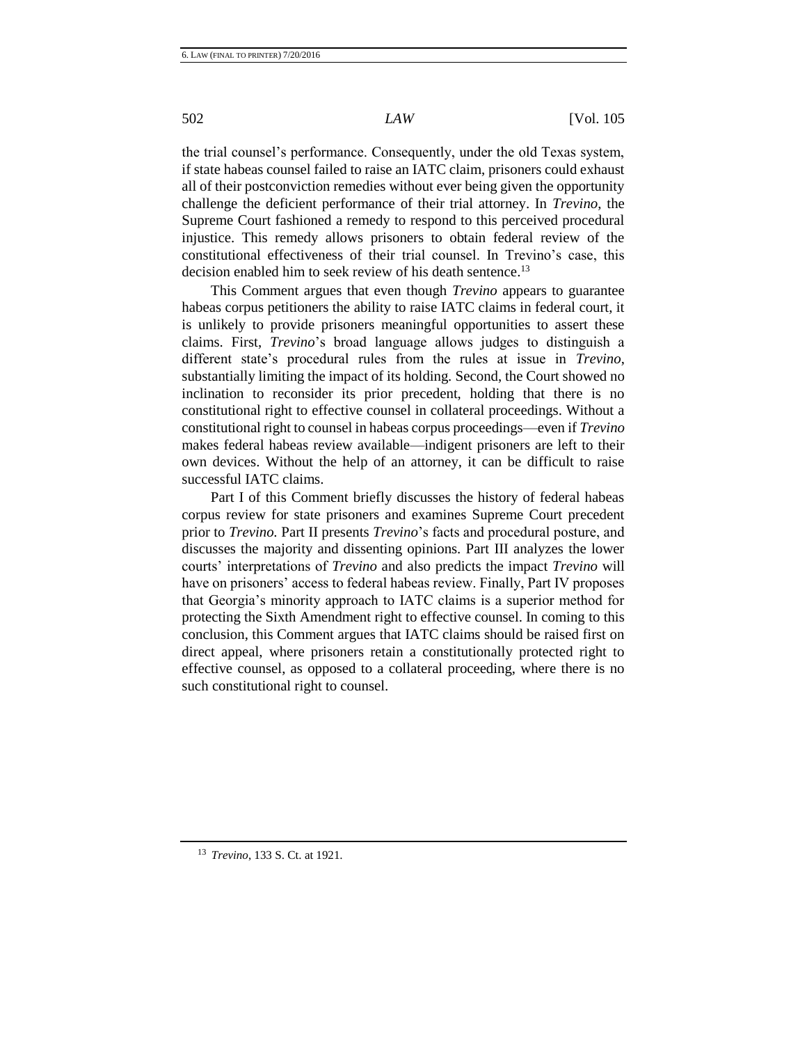the trial counsel's performance. Consequently, under the old Texas system, if state habeas counsel failed to raise an IATC claim, prisoners could exhaust all of their postconviction remedies without ever being given the opportunity challenge the deficient performance of their trial attorney. In *Trevino*, the Supreme Court fashioned a remedy to respond to this perceived procedural injustice. This remedy allows prisoners to obtain federal review of the constitutional effectiveness of their trial counsel. In Trevino's case, this decision enabled him to seek review of his death sentence.[13]

This Comment argues that even though *Trevino* appears to guarantee habeas corpus petitioners the ability to raise IATC claims in federal court, it is unlikely to provide prisoners meaningful opportunities to assert these claims. First, *Trevino*'s broad language allows judges to distinguish a different state's procedural rules from the rules at issue in *Trevino*, substantially limiting the impact of its holding. Second, the Court showed no inclination to reconsider its prior precedent, holding that there is no constitutional right to effective counsel in collateral proceedings. Without a constitutional right to counsel in habeas corpus proceedings—even if *Trevino* makes federal habeas review available—indigent prisoners are left to their own devices. Without the help of an attorney, it can be difficult to raise successful IATC claims.

Part I of this Comment briefly discusses the history of federal habeas corpus review for state prisoners and examines Supreme Court precedent prior to *Trevino*. Part II presents *Trevino*'s facts and procedural posture, and discusses the majority and dissenting opinions. Part III analyzes the lower courts' interpretations of *Trevino* and also predicts the impact *Trevino* will have on prisoners' access to federal habeas review. Finally, Part IV proposes that Georgia's minority approach to IATC claims is a superior method for protecting the Sixth Amendment right to effective counsel. In coming to this conclusion, this Comment argues that IATC claims should be raised first on direct appeal, where prisoners retain a constitutionally protected right to effective counsel, as opposed to a collateral proceeding, where there is no such constitutional right to counsel.

---

[13] *Trevino*, 133 S. Ct. at 1921.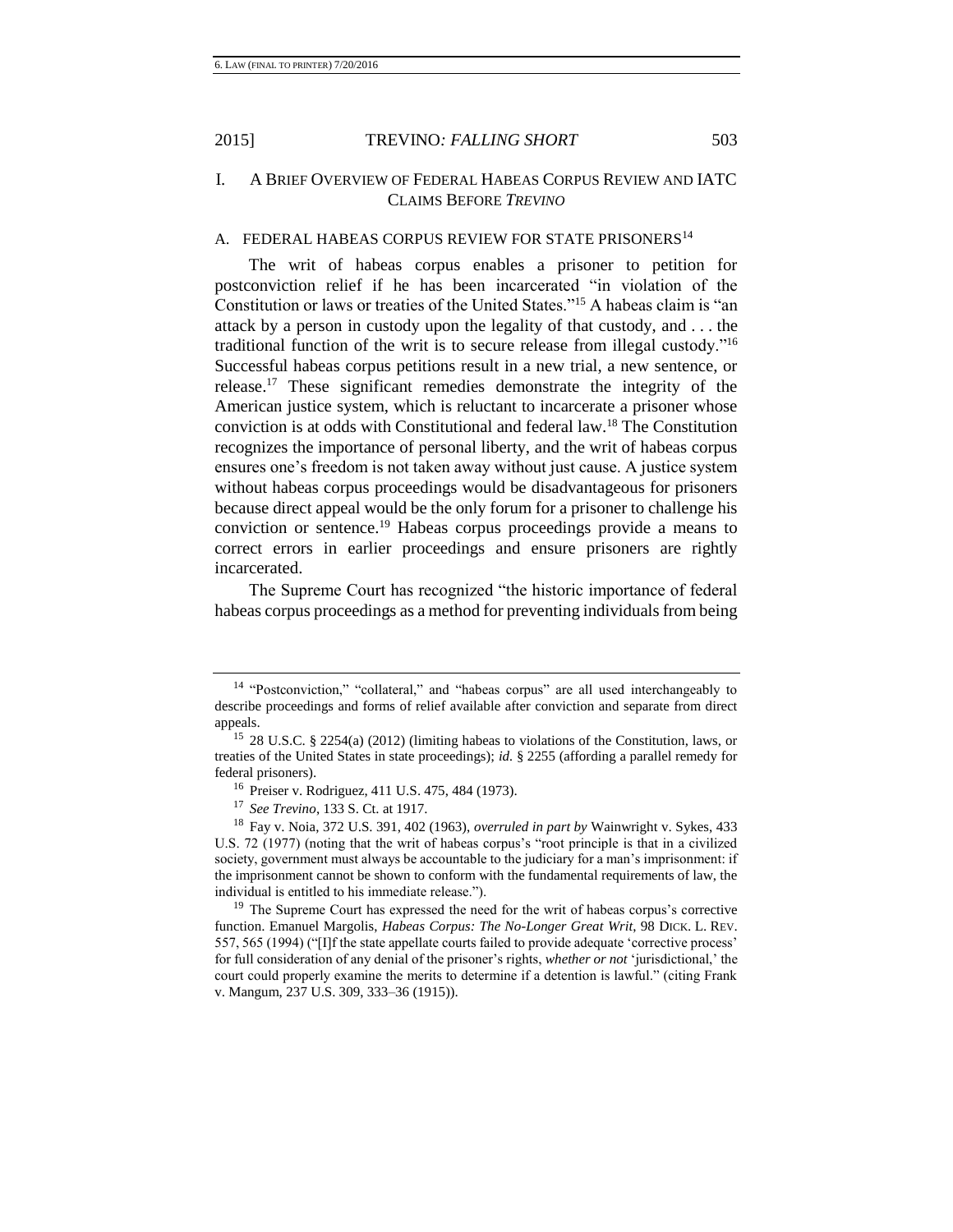## I. A BRIEF OVERVIEW OF FEDERAL HABEAS CORPUS REVIEW AND IATC CLAIMS BEFORE *TREVINO*

### A. FEDERAL HABEAS CORPUS REVIEW FOR STATE PRISONERS[14]

The writ of habeas corpus enables a prisoner to petition for postconviction relief if he has been incarcerated "in violation of the Constitution or laws or treaties of the United States."[15] A habeas claim is "an attack by a person in custody upon the legality of that custody, and . . . the traditional function of the writ is to secure release from illegal custody."[16] Successful habeas corpus petitions result in a new trial, a new sentence, or release.[17] These significant remedies demonstrate the integrity of the American justice system, which is reluctant to incarcerate a prisoner whose conviction is at odds with Constitutional and federal law.[18] The Constitution recognizes the importance of personal liberty, and the writ of habeas corpus ensures one's freedom is not taken away without just cause. A justice system without habeas corpus proceedings would be disadvantageous for prisoners because direct appeal would be the only forum for a prisoner to challenge his conviction or sentence.[19] Habeas corpus proceedings provide a means to correct errors in earlier proceedings and ensure prisoners are rightly incarcerated.

The Supreme Court has recognized "the historic importance of federal habeas corpus proceedings as a method for preventing individuals from being

---

[14] "Postconviction," "collateral," and "habeas corpus" are all used interchangeably to describe proceedings and forms of relief available after conviction and separate from direct appeals.

[15] 28 U.S.C. § 2254(a) (2012) (limiting habeas to violations of the Constitution, laws, or treaties of the United States in state proceedings); *id.* § 2255 (affording a parallel remedy for federal prisoners).

[16] Preiser v. Rodriguez, 411 U.S. 475, 484 (1973).

[17] *See Trevino*, 133 S. Ct. at 1917.

[18] Fay v. Noia, 372 U.S. 391, 402 (1963), *overruled in part by* Wainwright v. Sykes, 433 U.S. 72 (1977) (noting that the writ of habeas corpus's "root principle is that in a civilized society, government must always be accountable to the judiciary for a man's imprisonment: if the imprisonment cannot be shown to conform with the fundamental requirements of law, the individual is entitled to his immediate release.").

[19] The Supreme Court has expressed the need for the writ of habeas corpus's corrective function. Emanuel Margolis, *Habeas Corpus: The No-Longer Great Writ*, 98 DICK. L. REV. 557, 565 (1994) ("[I]f the state appellate courts failed to provide adequate 'corrective process' for full consideration of any denial of the prisoner's rights, *whether or not* 'jurisdictional,' the court could properly examine the merits to determine if a detention is lawful." (citing Frank v. Mangum, 237 U.S. 309, 333–36 (1915)).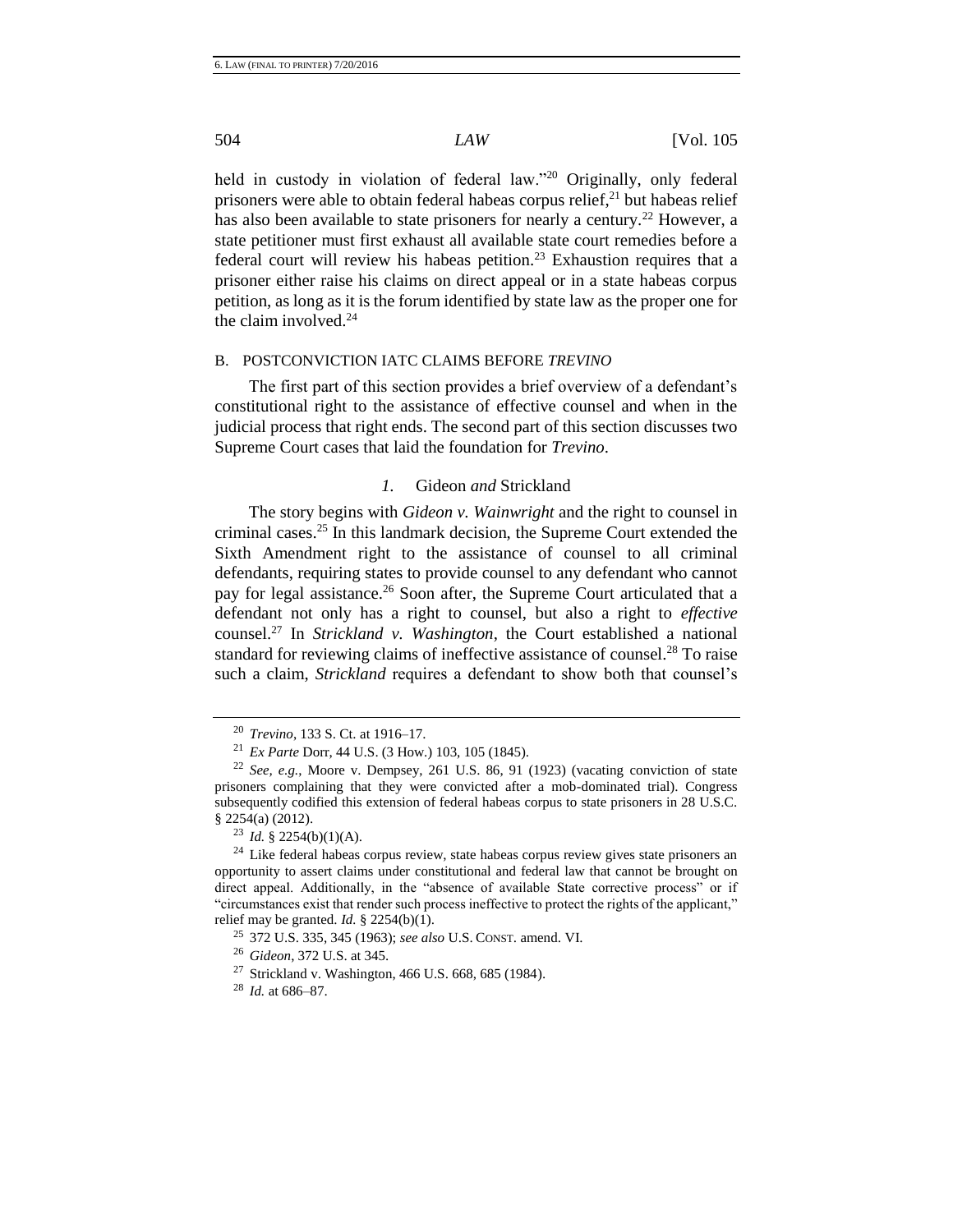held in custody in violation of federal law."[20] Originally, only federal prisoners were able to obtain federal habeas corpus relief,[21] but habeas relief has also been available to state prisoners for nearly a century.[22] However, a state petitioner must first exhaust all available state court remedies before a federal court will review his habeas petition.[23] Exhaustion requires that a prisoner either raise his claims on direct appeal or in a state habeas corpus petition, as long as it is the forum identified by state law as the proper one for the claim involved.[24]

### B. POSTCONVICTION IATC CLAIMS BEFORE *TREVINO*

The first part of this section provides a brief overview of a defendant's constitutional right to the assistance of effective counsel and when in the judicial process that right ends. The second part of this section discusses two Supreme Court cases that laid the foundation for *Trevino*.

#### *1.* Gideon *and* Strickland

The story begins with *Gideon v. Wainwright* and the right to counsel in criminal cases.[25] In this landmark decision, the Supreme Court extended the Sixth Amendment right to the assistance of counsel to all criminal defendants, requiring states to provide counsel to any defendant who cannot pay for legal assistance.[26] Soon after, the Supreme Court articulated that a defendant not only has a right to counsel, but also a right to *effective* counsel.[27] In *Strickland v. Washington*, the Court established a national standard for reviewing claims of ineffective assistance of counsel.[28] To raise such a claim, *Strickland* requires a defendant to show both that counsel's

---

[20] *Trevino*, 133 S. Ct. at 1916–17.

[21] *Ex Parte* Dorr, 44 U.S. (3 How.) 103, 105 (1845).

[22] *See, e.g.*, Moore v. Dempsey, 261 U.S. 86, 91 (1923) (vacating conviction of state prisoners complaining that they were convicted after a mob-dominated trial). Congress subsequently codified this extension of federal habeas corpus to state prisoners in 28 U.S.C. § 2254(a) (2012).

[23] *Id.* § 2254(b)(1)(A).

[24] Like federal habeas corpus review, state habeas corpus review gives state prisoners an opportunity to assert claims under constitutional and federal law that cannot be brought on direct appeal. Additionally, in the "absence of available State corrective process" or if "circumstances exist that render such process ineffective to protect the rights of the applicant," relief may be granted. *Id.* § 2254(b)(1).

[25] 372 U.S. 335, 345 (1963); *see also* U.S. CONST. amend. VI.

[26] *Gideon*, 372 U.S. at 345.

[27] Strickland v. Washington, 466 U.S. 668, 685 (1984).

[28] *Id.* at 686–87.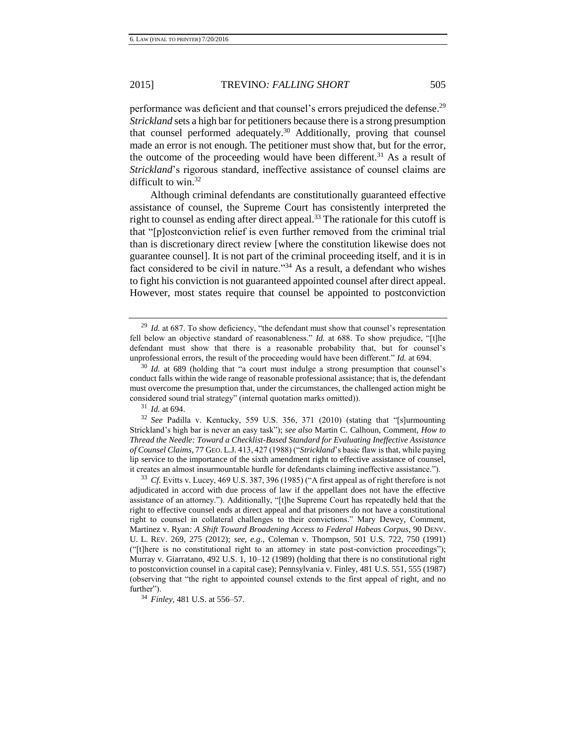performance was deficient and that counsel's errors prejudiced the defense.[29] *Strickland* sets a high bar for petitioners because there is a strong presumption that counsel performed adequately.[30] Additionally, proving that counsel made an error is not enough. The petitioner must show that, but for the error, the outcome of the proceeding would have been different.[31] As a result of *Strickland*'s rigorous standard, ineffective assistance of counsel claims are difficult to win.[32]

Although criminal defendants are constitutionally guaranteed effective assistance of counsel, the Supreme Court has consistently interpreted the right to counsel as ending after direct appeal.[33] The rationale for this cutoff is that "[p]ostconviction relief is even further removed from the criminal trial than is discretionary direct review [where the constitution likewise does not guarantee counsel]. It is not part of the criminal proceeding itself, and it is in fact considered to be civil in nature."[34] As a result, a defendant who wishes to fight his conviction is not guaranteed appointed counsel after direct appeal. However, most states require that counsel be appointed to postconviction

---

[29] *Id.* at 687. To show deficiency, "the defendant must show that counsel's representation fell below an objective standard of reasonableness." *Id.* at 688. To show prejudice, "[t]he defendant must show that there is a reasonable probability that, but for counsel's unprofessional errors, the result of the proceeding would have been different." *Id.* at 694.

[30] *Id.* at 689 (holding that "a court must indulge a strong presumption that counsel's conduct falls within the wide range of reasonable professional assistance; that is, the defendant must overcome the presumption that, under the circumstances, the challenged action might be considered sound trial strategy" (internal quotation marks omitted)).

[31] *Id.* at 694.

[32] *See* Padilla v. Kentucky, 559 U.S. 356, 371 (2010) (stating that "[s]urmounting Strickland's high bar is never an easy task"); *see also* Martin C. Calhoun, Comment, *How to Thread the Needle: Toward a Checklist-Based Standard for Evaluating Ineffective Assistance of Counsel Claims*, 77 GEO. L.J. 413, 427 (1988) ("*Strickland*'s basic flaw is that, while paying lip service to the importance of the sixth amendment right to effective assistance of counsel, it creates an almost insurmountable hurdle for defendants claiming ineffective assistance.").

[33] *Cf.* Evitts v. Lucey, 469 U.S. 387, 396 (1985) ("A first appeal as of right therefore is not adjudicated in accord with due process of law if the appellant does not have the effective assistance of an attorney."). Additionally, "[t]he Supreme Court has repeatedly held that the right to effective counsel ends at direct appeal and that prisoners do not have a constitutional right to counsel in collateral challenges to their convictions." Mary Dewey, Comment, Martinez v. Ryan*: A Shift Toward Broadening Access to Federal Habeas Corpus*, 90 DENV. U. L. REV. 269, 275 (2012); *see, e.g.*, Coleman v. Thompson, 501 U.S. 722, 750 (1991) ("[t]here is no constitutional right to an attorney in state post-conviction proceedings"); Murray v. Giarratano, 492 U.S. 1, 10–12 (1989) (holding that there is no constitutional right to postconviction counsel in a capital case); Pennsylvania v. Finley, 481 U.S. 551, 555 (1987) (observing that "the right to appointed counsel extends to the first appeal of right, and no further").

[34] *Finley*, 481 U.S. at 556–57.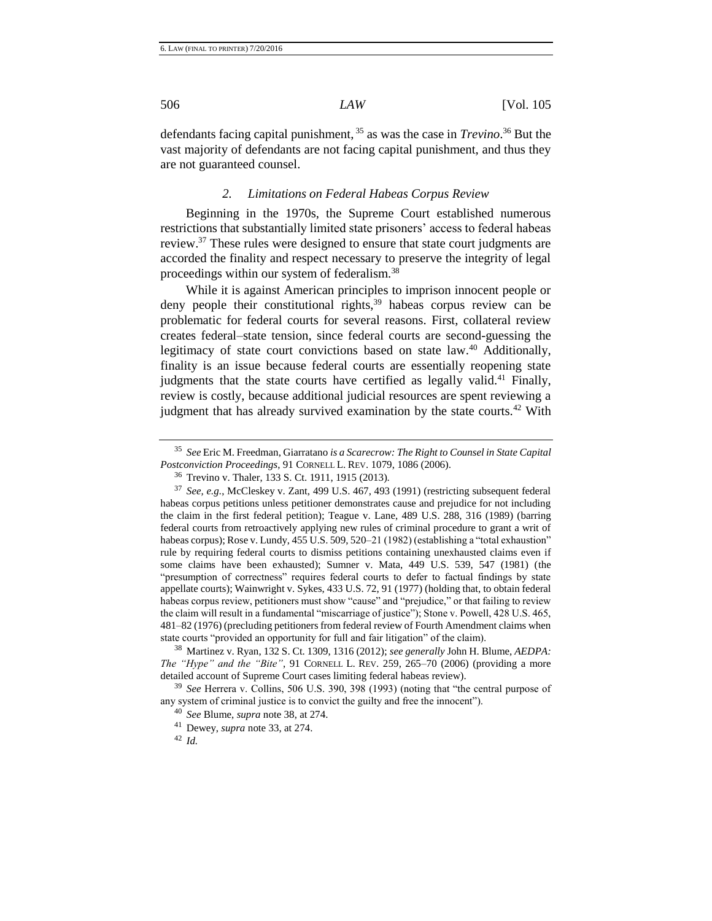defendants facing capital punishment,[35] as was the case in *Trevino*.[36] But the vast majority of defendants are not facing capital punishment, and thus they are not guaranteed counsel.

### *2. Limitations on Federal Habeas Corpus Review*

Beginning in the 1970s, the Supreme Court established numerous restrictions that substantially limited state prisoners' access to federal habeas review.[37] These rules were designed to ensure that state court judgments are accorded the finality and respect necessary to preserve the integrity of legal proceedings within our system of federalism.[38]

While it is against American principles to imprison innocent people or deny people their constitutional rights,[39] habeas corpus review can be problematic for federal courts for several reasons. First, collateral review creates federal–state tension, since federal courts are second-guessing the legitimacy of state court convictions based on state law.[40] Additionally, finality is an issue because federal courts are essentially reopening state judgments that the state courts have certified as legally valid.[41] Finally, review is costly, because additional judicial resources are spent reviewing a judgment that has already survived examination by the state courts.[42] With

---

[35] *See* Eric M. Freedman, Giarratano *is a Scarecrow: The Right to Counsel in State Capital Postconviction Proceedings*, 91 CORNELL L. REV. 1079, 1086 (2006).

[36] Trevino v. Thaler, 133 S. Ct. 1911, 1915 (2013).

[37] *See, e.g.*, McCleskey v. Zant, 499 U.S. 467, 493 (1991) (restricting subsequent federal habeas corpus petitions unless petitioner demonstrates cause and prejudice for not including the claim in the first federal petition); Teague v. Lane, 489 U.S. 288, 316 (1989) (barring federal courts from retroactively applying new rules of criminal procedure to grant a writ of habeas corpus); Rose v. Lundy, 455 U.S. 509, 520–21 (1982) (establishing a "total exhaustion" rule by requiring federal courts to dismiss petitions containing unexhausted claims even if some claims have been exhausted); Sumner v. Mata, 449 U.S. 539, 547 (1981) (the "presumption of correctness" requires federal courts to defer to factual findings by state appellate courts); Wainwright v. Sykes, 433 U.S. 72, 91 (1977) (holding that, to obtain federal habeas corpus review, petitioners must show "cause" and "prejudice," or that failing to review the claim will result in a fundamental "miscarriage of justice"); Stone v. Powell, 428 U.S. 465, 481–82 (1976) (precluding petitioners from federal review of Fourth Amendment claims when state courts "provided an opportunity for full and fair litigation" of the claim).

[38] Martinez v. Ryan, 132 S. Ct. 1309, 1316 (2012); *see generally* John H. Blume, *AEDPA: The "Hype" and the "Bite"*, 91 CORNELL L. REV. 259, 265–70 (2006) (providing a more detailed account of Supreme Court cases limiting federal habeas review).

[39] *See* Herrera v. Collins, 506 U.S. 390, 398 (1993) (noting that "the central purpose of any system of criminal justice is to convict the guilty and free the innocent").

[40] *See* Blume, *supra* note 38, at 274.

[41] Dewey, *supra* note 33, at 274.

[42] *Id.*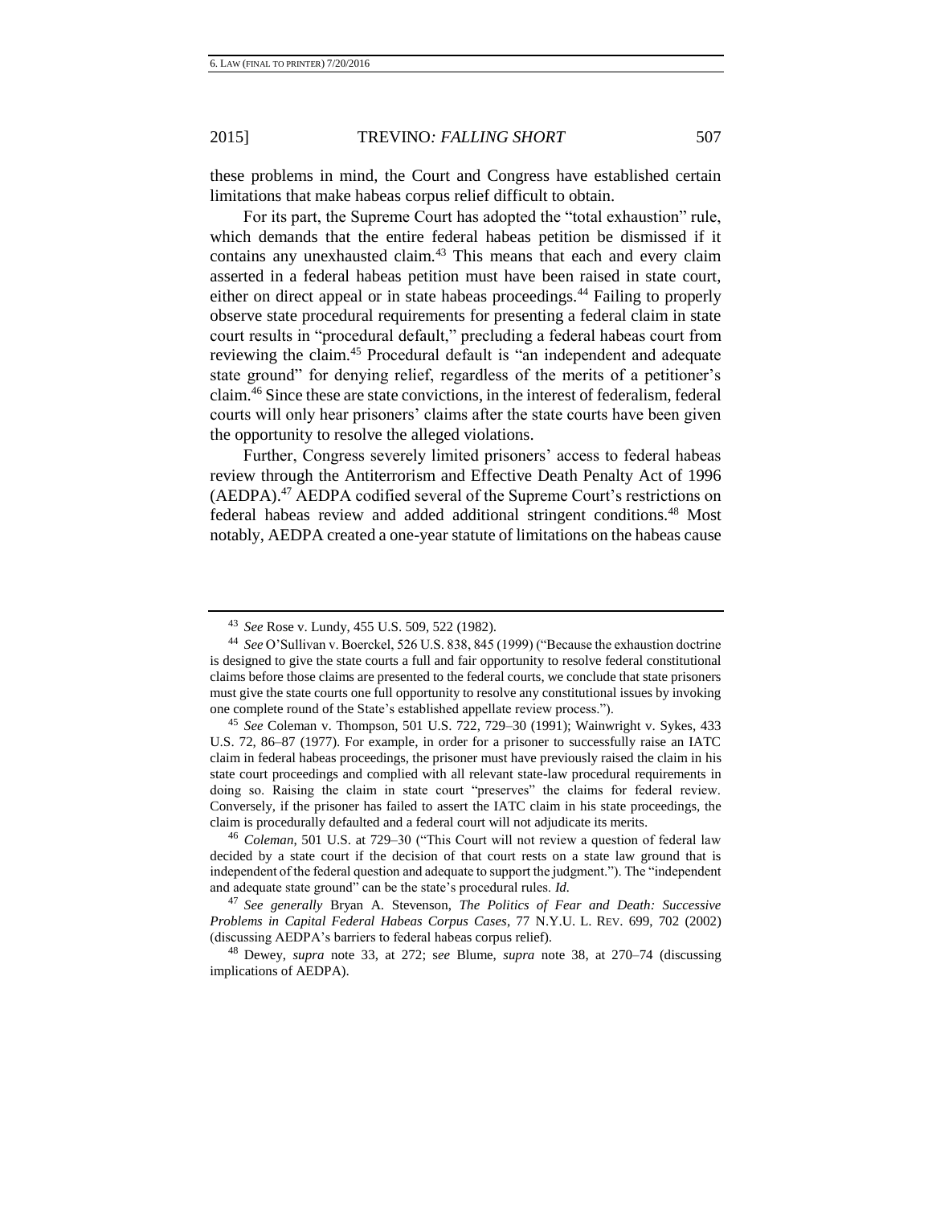these problems in mind, the Court and Congress have established certain limitations that make habeas corpus relief difficult to obtain.

For its part, the Supreme Court has adopted the "total exhaustion" rule, which demands that the entire federal habeas petition be dismissed if it contains any unexhausted claim.[43] This means that each and every claim asserted in a federal habeas petition must have been raised in state court, either on direct appeal or in state habeas proceedings.[44] Failing to properly observe state procedural requirements for presenting a federal claim in state court results in "procedural default," precluding a federal habeas court from reviewing the claim.[45] Procedural default is "an independent and adequate state ground" for denying relief, regardless of the merits of a petitioner's claim.[46] Since these are state convictions, in the interest of federalism, federal courts will only hear prisoners' claims after the state courts have been given the opportunity to resolve the alleged violations.

Further, Congress severely limited prisoners' access to federal habeas review through the Antiterrorism and Effective Death Penalty Act of 1996 (AEDPA).[47] AEDPA codified several of the Supreme Court's restrictions on federal habeas review and added additional stringent conditions.[48] Most notably, AEDPA created a one-year statute of limitations on the habeas cause

---

43 *See* Rose v. Lundy, 455 U.S. 509, 522 (1982).

44 *See* O'Sullivan v. Boerckel, 526 U.S. 838, 845 (1999) ("Because the exhaustion doctrine is designed to give the state courts a full and fair opportunity to resolve federal constitutional claims before those claims are presented to the federal courts, we conclude that state prisoners must give the state courts one full opportunity to resolve any constitutional issues by invoking one complete round of the State's established appellate review process.").

45 *See* Coleman v. Thompson, 501 U.S. 722, 729–30 (1991); Wainwright v. Sykes, 433 U.S. 72, 86–87 (1977). For example, in order for a prisoner to successfully raise an IATC claim in federal habeas proceedings, the prisoner must have previously raised the claim in his state court proceedings and complied with all relevant state-law procedural requirements in doing so. Raising the claim in state court "preserves" the claims for federal review. Conversely, if the prisoner has failed to assert the IATC claim in his state proceedings, the claim is procedurally defaulted and a federal court will not adjudicate its merits.

46 *Coleman*, 501 U.S. at 729–30 ("This Court will not review a question of federal law decided by a state court if the decision of that court rests on a state law ground that is independent of the federal question and adequate to support the judgment."). The "independent and adequate state ground" can be the state's procedural rules. *Id.*

47 *See generally* Bryan A. Stevenson, *The Politics of Fear and Death: Successive Problems in Capital Federal Habeas Corpus Cases*, 77 N.Y.U. L. REV. 699, 702 (2002) (discussing AEDPA's barriers to federal habeas corpus relief).

48 Dewey, *supra* note 33, at 272; *see* Blume, *supra* note 38, at 270–74 (discussing implications of AEDPA).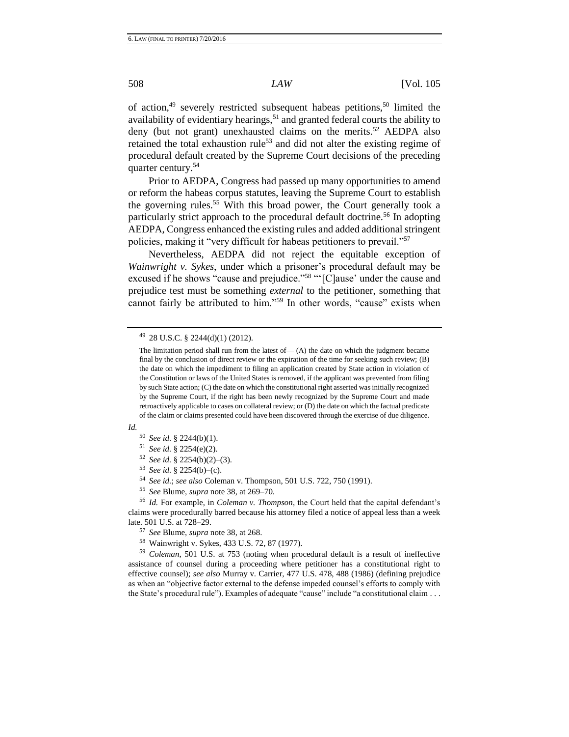of action,[49] severely restricted subsequent habeas petitions,[50] limited the availability of evidentiary hearings,[51] and granted federal courts the ability to deny (but not grant) unexhausted claims on the merits.[52] AEDPA also retained the total exhaustion rule[53] and did not alter the existing regime of procedural default created by the Supreme Court decisions of the preceding quarter century.[54]

Prior to AEDPA, Congress had passed up many opportunities to amend or reform the habeas corpus statutes, leaving the Supreme Court to establish the governing rules.[55] With this broad power, the Court generally took a particularly strict approach to the procedural default doctrine.[56] In adopting AEDPA, Congress enhanced the existing rules and added additional stringent policies, making it "very difficult for habeas petitioners to prevail."[57]

Nevertheless, AEDPA did not reject the equitable exception of *Wainwright v. Sykes*, under which a prisoner's procedural default may be excused if he shows "cause and prejudice."[58] "'[C]ause' under the cause and prejudice test must be something *external* to the petitioner, something that cannot fairly be attributed to him."[59] In other words, "cause" exists when

---

[49] 28 U.S.C. § 2244(d)(1) (2012).

> The limitation period shall run from the latest of— (A) the date on which the judgment became final by the conclusion of direct review or the expiration of the time for seeking such review; (B) the date on which the impediment to filing an application created by State action in violation of the Constitution or laws of the United States is removed, if the applicant was prevented from filing by such State action; (C) the date on which the constitutional right asserted was initially recognized by the Supreme Court, if the right has been newly recognized by the Supreme Court and made retroactively applicable to cases on collateral review; or (D) the date on which the factual predicate of the claim or claims presented could have been discovered through the exercise of due diligence.

*Id.*

[50] *See id.* § 2244(b)(1).

[51] *See id.* § 2254(e)(2).

[52] *See id.* § 2254(b)(2)–(3).

[53] *See id.* § 2254(b)–(c).

[54] *See id.*; *see also* Coleman v. Thompson, 501 U.S. 722, 750 (1991).

[55] *See* Blume, *supra* note 38, at 269–70.

[56] *Id.* For example, in *Coleman v. Thompson*, the Court held that the capital defendant's claims were procedurally barred because his attorney filed a notice of appeal less than a week late. 501 U.S. at 728–29.

[57] *See* Blume, *supra* note 38, at 268.

[58] Wainwright v. Sykes, 433 U.S. 72, 87 (1977).

[59] *Coleman*, 501 U.S. at 753 (noting when procedural default is a result of ineffective assistance of counsel during a proceeding where petitioner has a constitutional right to effective counsel); *see also* Murray v. Carrier, 477 U.S. 478, 488 (1986) (defining prejudice as when an "objective factor external to the defense impeded counsel's efforts to comply with the State's procedural rule"). Examples of adequate "cause" include "a constitutional claim . . .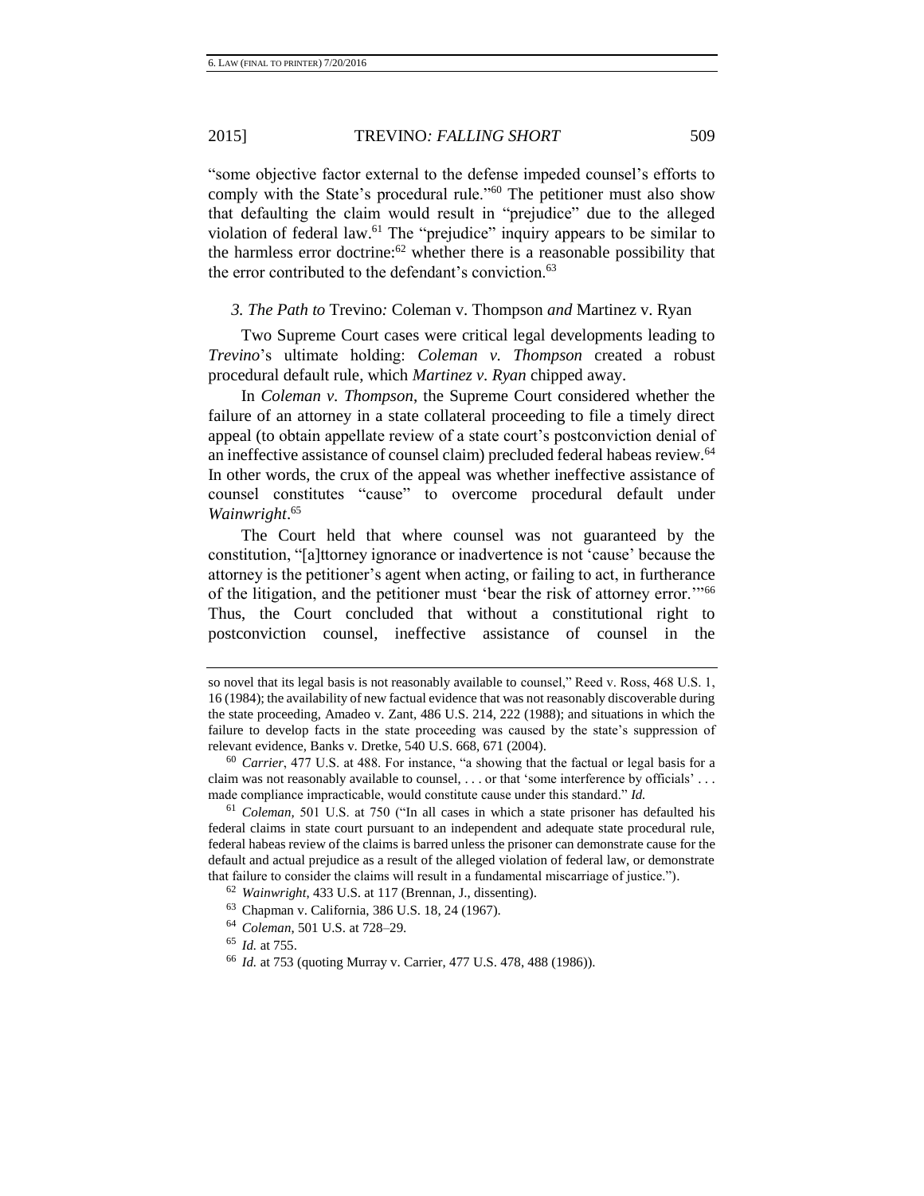"some objective factor external to the defense impeded counsel's efforts to comply with the State's procedural rule."[60] The petitioner must also show that defaulting the claim would result in "prejudice" due to the alleged violation of federal law.[61] The "prejudice" inquiry appears to be similar to the harmless error doctrine:[62] whether there is a reasonable possibility that the error contributed to the defendant's conviction.[63]

### *3. The Path to* Trevino*:* Coleman v. Thompson *and* Martinez v. Ryan

Two Supreme Court cases were critical legal developments leading to *Trevino*'s ultimate holding: *Coleman v. Thompson* created a robust procedural default rule, which *Martinez v. Ryan* chipped away.

In *Coleman v. Thompson*, the Supreme Court considered whether the failure of an attorney in a state collateral proceeding to file a timely direct appeal (to obtain appellate review of a state court's postconviction denial of an ineffective assistance of counsel claim) precluded federal habeas review.[64] In other words, the crux of the appeal was whether ineffective assistance of counsel constitutes "cause" to overcome procedural default under *Wainwright*.[65]

The Court held that where counsel was not guaranteed by the constitution, "[a]ttorney ignorance or inadvertence is not 'cause' because the attorney is the petitioner's agent when acting, or failing to act, in furtherance of the litigation, and the petitioner must 'bear the risk of attorney error.'"[66] Thus, the Court concluded that without a constitutional right to postconviction counsel, ineffective assistance of counsel in the

---

so novel that its legal basis is not reasonably available to counsel," Reed v. Ross, 468 U.S. 1, 16 (1984); the availability of new factual evidence that was not reasonably discoverable during the state proceeding, Amadeo v. Zant, 486 U.S. 214, 222 (1988); and situations in which the failure to develop facts in the state proceeding was caused by the state's suppression of relevant evidence, Banks v. Dretke, 540 U.S. 668, 671 (2004).

[60] *Carrier*, 477 U.S. at 488. For instance, "a showing that the factual or legal basis for a claim was not reasonably available to counsel, . . . or that 'some interference by officials' . . . made compliance impracticable, would constitute cause under this standard." *Id.*

[61] *Coleman*, 501 U.S. at 750 ("In all cases in which a state prisoner has defaulted his federal claims in state court pursuant to an independent and adequate state procedural rule, federal habeas review of the claims is barred unless the prisoner can demonstrate cause for the default and actual prejudice as a result of the alleged violation of federal law, or demonstrate that failure to consider the claims will result in a fundamental miscarriage of justice.").

[62] *Wainwright*, 433 U.S. at 117 (Brennan, J., dissenting).

[63] Chapman v. California, 386 U.S. 18, 24 (1967).

[64] *Coleman*, 501 U.S. at 728–29.

[65] *Id.* at 755.

[66] *Id.* at 753 (quoting Murray v. Carrier, 477 U.S. 478, 488 (1986)).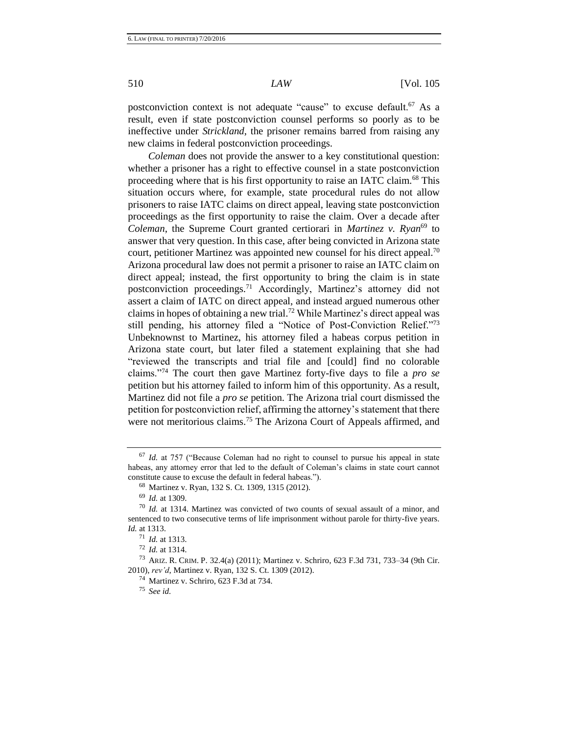postconviction context is not adequate "cause" to excuse default.[67] As a result, even if state postconviction counsel performs so poorly as to be ineffective under *Strickland*, the prisoner remains barred from raising any new claims in federal postconviction proceedings.

*Coleman* does not provide the answer to a key constitutional question: whether a prisoner has a right to effective counsel in a state postconviction proceeding where that is his first opportunity to raise an IATC claim.[68] This situation occurs where, for example, state procedural rules do not allow prisoners to raise IATC claims on direct appeal, leaving state postconviction proceedings as the first opportunity to raise the claim. Over a decade after *Coleman*, the Supreme Court granted certiorari in *Martinez v. Ryan*[69] to answer that very question. In this case, after being convicted in Arizona state court, petitioner Martinez was appointed new counsel for his direct appeal.[70] Arizona procedural law does not permit a prisoner to raise an IATC claim on direct appeal; instead, the first opportunity to bring the claim is in state postconviction proceedings.[71] Accordingly, Martinez's attorney did not assert a claim of IATC on direct appeal, and instead argued numerous other claims in hopes of obtaining a new trial.[72] While Martinez's direct appeal was still pending, his attorney filed a "Notice of Post-Conviction Relief."[73] Unbeknownst to Martinez, his attorney filed a habeas corpus petition in Arizona state court, but later filed a statement explaining that she had "reviewed the transcripts and trial file and [could] find no colorable claims."[74] The court then gave Martinez forty-five days to file a *pro se* petition but his attorney failed to inform him of this opportunity. As a result, Martinez did not file a *pro se* petition. The Arizona trial court dismissed the petition for postconviction relief, affirming the attorney's statement that there were not meritorious claims.[75] The Arizona Court of Appeals affirmed, and

---

[67] *Id.* at 757 ("Because Coleman had no right to counsel to pursue his appeal in state habeas, any attorney error that led to the default of Coleman's claims in state court cannot constitute cause to excuse the default in federal habeas.").

[68] Martinez v. Ryan, 132 S. Ct. 1309, 1315 (2012).

[69] *Id.* at 1309.

[70] *Id.* at 1314. Martinez was convicted of two counts of sexual assault of a minor, and sentenced to two consecutive terms of life imprisonment without parole for thirty-five years. *Id.* at 1313.

[71] *Id.* at 1313.

[72] *Id.* at 1314.

[73] ARIZ. R. CRIM. P. 32.4(a) (2011); Martinez v. Schriro, 623 F.3d 731, 733–34 (9th Cir. 2010), *rev'd*, Martinez v. Ryan, 132 S. Ct. 1309 (2012).

[74] Martinez v. Schriro, 623 F.3d at 734.

[75] *See id.*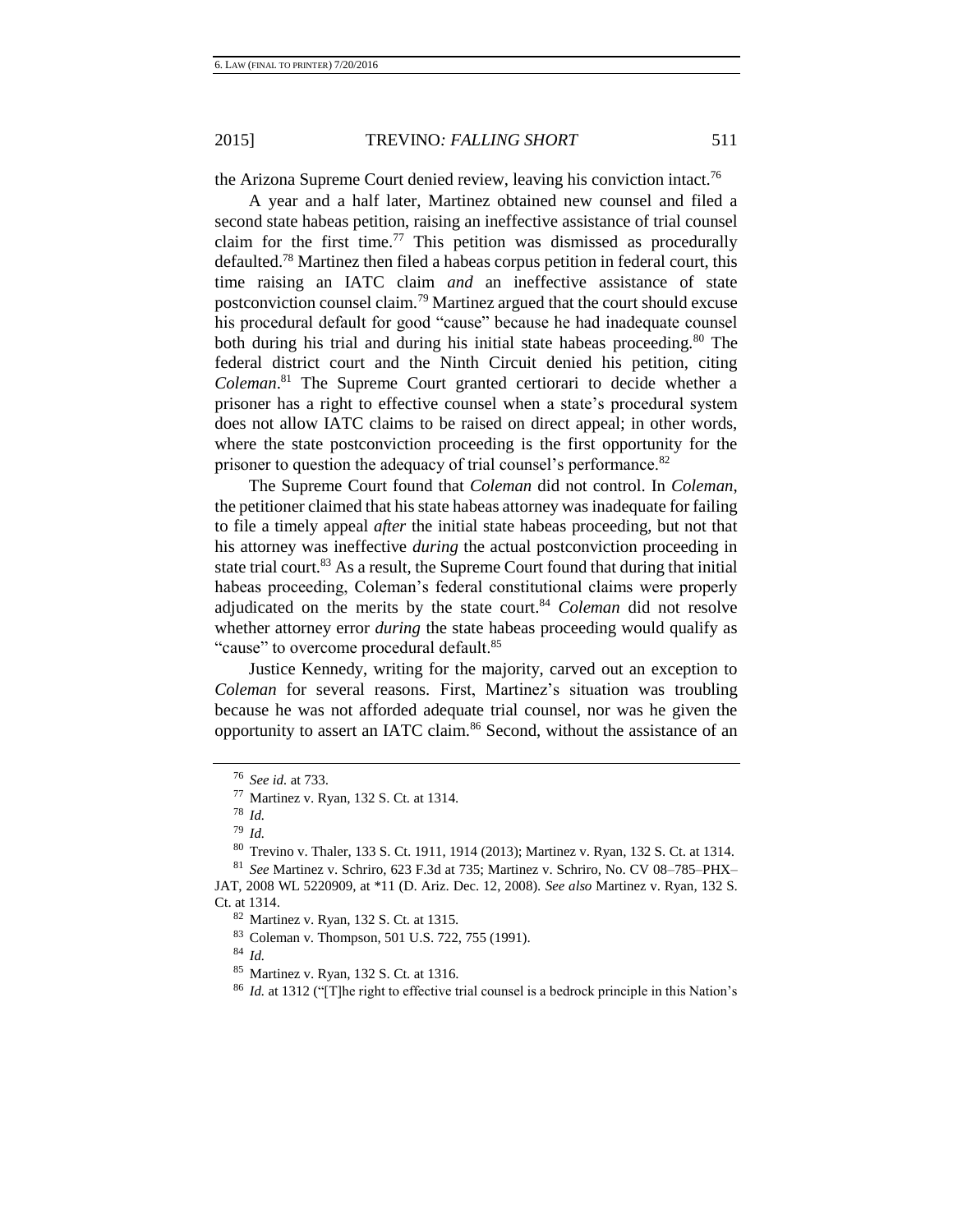the Arizona Supreme Court denied review, leaving his conviction intact.[76]

A year and a half later, Martinez obtained new counsel and filed a second state habeas petition, raising an ineffective assistance of trial counsel claim for the first time.[77] This petition was dismissed as procedurally defaulted.[78] Martinez then filed a habeas corpus petition in federal court, this time raising an IATC claim *and* an ineffective assistance of state postconviction counsel claim.[79] Martinez argued that the court should excuse his procedural default for good "cause" because he had inadequate counsel both during his trial and during his initial state habeas proceeding.[80] The federal district court and the Ninth Circuit denied his petition, citing *Coleman*.[81] The Supreme Court granted certiorari to decide whether a prisoner has a right to effective counsel when a state's procedural system does not allow IATC claims to be raised on direct appeal; in other words, where the state postconviction proceeding is the first opportunity for the prisoner to question the adequacy of trial counsel's performance.[82]

The Supreme Court found that *Coleman* did not control. In *Coleman*, the petitioner claimed that his state habeas attorney was inadequate for failing to file a timely appeal *after* the initial state habeas proceeding, but not that his attorney was ineffective *during* the actual postconviction proceeding in state trial court.[83] As a result, the Supreme Court found that during that initial habeas proceeding, Coleman's federal constitutional claims were properly adjudicated on the merits by the state court.[84] *Coleman* did not resolve whether attorney error *during* the state habeas proceeding would qualify as "cause" to overcome procedural default.[85]

Justice Kennedy, writing for the majority, carved out an exception to *Coleman* for several reasons. First, Martinez's situation was troubling because he was not afforded adequate trial counsel, nor was he given the opportunity to assert an IATC claim.[86] Second, without the assistance of an

---

[76] *See id.* at 733.

[77] Martinez v. Ryan, 132 S. Ct. at 1314.

[78] *Id.*

[79] *Id.*

[80] Trevino v. Thaler, 133 S. Ct. 1911, 1914 (2013); Martinez v. Ryan, 132 S. Ct. at 1314.

[81] *See* Martinez v. Schriro, 623 F.3d at 735; Martinez v. Schriro, No. CV 08–785–PHX–JAT, 2008 WL 5220909, at *11 (D. Ariz. Dec. 12, 2008). *See also* Martinez v. Ryan, 132 S. Ct. at 1314.

[82] Martinez v. Ryan, 132 S. Ct. at 1315.

[83] Coleman v. Thompson, 501 U.S. 722, 755 (1991).

[84] *Id.*

[85] Martinez v. Ryan, 132 S. Ct. at 1316.

[86] *Id.* at 1312 ("[T]he right to effective trial counsel is a bedrock principle in this Nation's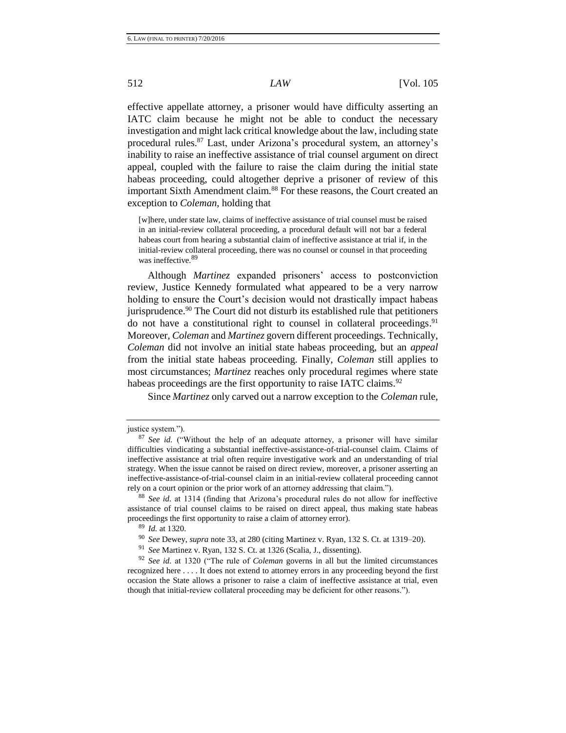effective appellate attorney, a prisoner would have difficulty asserting an IATC claim because he might not be able to conduct the necessary investigation and might lack critical knowledge about the law, including state procedural rules.[87] Last, under Arizona's procedural system, an attorney's inability to raise an ineffective assistance of trial counsel argument on direct appeal, coupled with the failure to raise the claim during the initial state habeas proceeding, could altogether deprive a prisoner of review of this important Sixth Amendment claim.[88] For these reasons, the Court created an exception to *Coleman*, holding that

> [w]here, under state law, claims of ineffective assistance of trial counsel must be raised in an initial-review collateral proceeding, a procedural default will not bar a federal habeas court from hearing a substantial claim of ineffective assistance at trial if, in the initial-review collateral proceeding, there was no counsel or counsel in that proceeding was ineffective.[89]

Although *Martinez* expanded prisoners' access to postconviction review, Justice Kennedy formulated what appeared to be a very narrow holding to ensure the Court's decision would not drastically impact habeas jurisprudence.[90] The Court did not disturb its established rule that petitioners do not have a constitutional right to counsel in collateral proceedings.[91] Moreover, *Coleman* and *Martinez* govern different proceedings. Technically, *Coleman* did not involve an initial state habeas proceeding, but an *appeal* from the initial state habeas proceeding. Finally, *Coleman* still applies to most circumstances; *Martinez* reaches only procedural regimes where state habeas proceedings are the first opportunity to raise IATC claims.[92]

Since *Martinez* only carved out a narrow exception to the *Coleman* rule,

---

justice system.").

[87] *See id.* ("Without the help of an adequate attorney, a prisoner will have similar difficulties vindicating a substantial ineffective-assistance-of-trial-counsel claim. Claims of ineffective assistance at trial often require investigative work and an understanding of trial strategy. When the issue cannot be raised on direct review, moreover, a prisoner asserting an ineffective-assistance-of-trial-counsel claim in an initial-review collateral proceeding cannot rely on a court opinion or the prior work of an attorney addressing that claim.").

[88] *See id.* at 1314 (finding that Arizona's procedural rules do not allow for ineffective assistance of trial counsel claims to be raised on direct appeal, thus making state habeas proceedings the first opportunity to raise a claim of attorney error).

[89] *Id.* at 1320.

[90] *See* Dewey, *supra* note 33, at 280 (citing Martinez v. Ryan, 132 S. Ct. at 1319–20).

[91] *See* Martinez v. Ryan, 132 S. Ct. at 1326 (Scalia, J., dissenting).

[92] *See id.* at 1320 ("The rule of *Coleman* governs in all but the limited circumstances recognized here . . . . It does not extend to attorney errors in any proceeding beyond the first occasion the State allows a prisoner to raise a claim of ineffective assistance at trial, even though that initial-review collateral proceeding may be deficient for other reasons.").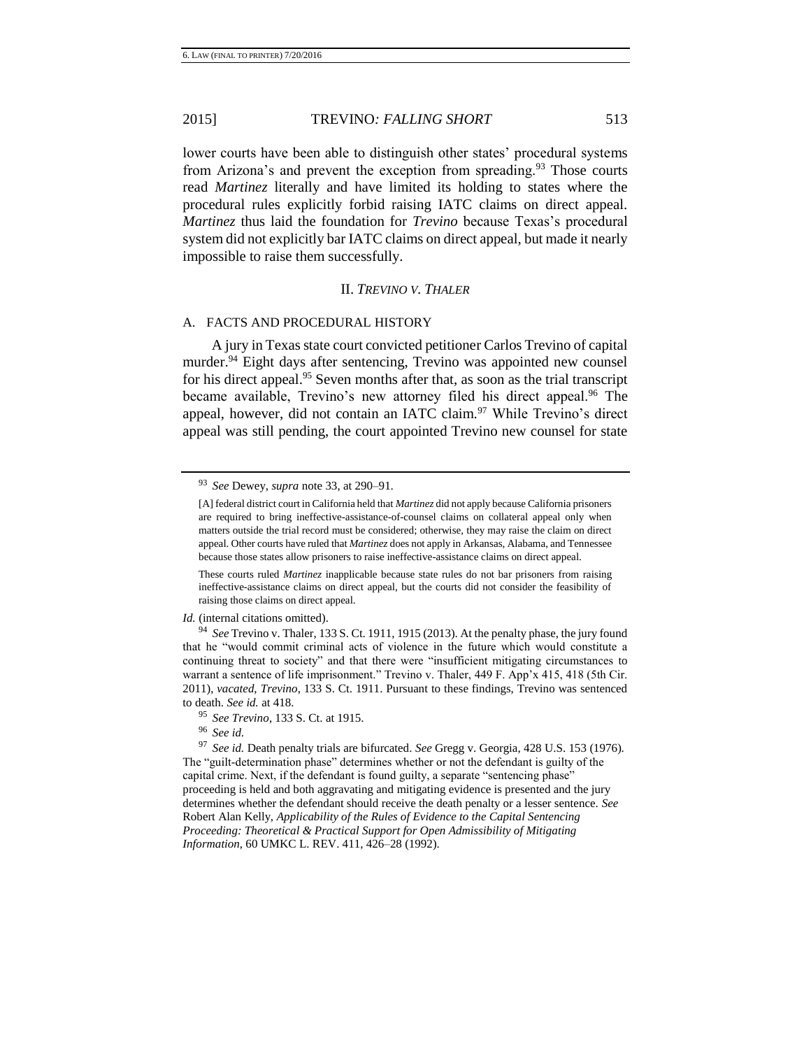lower courts have been able to distinguish other states' procedural systems from Arizona's and prevent the exception from spreading.[93] Those courts read *Martinez* literally and have limited its holding to states where the procedural rules explicitly forbid raising IATC claims on direct appeal. *Martinez* thus laid the foundation for *Trevino* because Texas's procedural system did not explicitly bar IATC claims on direct appeal, but made it nearly impossible to raise them successfully.

## II. *TREVINO V. THALER*

### A. FACTS AND PROCEDURAL HISTORY

A jury in Texas state court convicted petitioner Carlos Trevino of capital murder.[94] Eight days after sentencing, Trevino was appointed new counsel for his direct appeal.[95] Seven months after that, as soon as the trial transcript became available, Trevino's new attorney filed his direct appeal.[96] The appeal, however, did not contain an IATC claim.[97] While Trevino's direct appeal was still pending, the court appointed Trevino new counsel for state

---

[93] *See* Dewey, *supra* note 33, at 290–91.

> [A] federal district court in California held that *Martinez* did not apply because California prisoners are required to bring ineffective-assistance-of-counsel claims on collateral appeal only when matters outside the trial record must be considered; otherwise, they may raise the claim on direct appeal. Other courts have ruled that *Martinez* does not apply in Arkansas, Alabama, and Tennessee because those states allow prisoners to raise ineffective-assistance claims on direct appeal.
>
> These courts ruled *Martinez* inapplicable because state rules do not bar prisoners from raising ineffective-assistance claims on direct appeal, but the courts did not consider the feasibility of raising those claims on direct appeal.

*Id.* (internal citations omitted).

[94] *See* Trevino v. Thaler, 133 S. Ct. 1911, 1915 (2013). At the penalty phase, the jury found that he "would commit criminal acts of violence in the future which would constitute a continuing threat to society" and that there were "insufficient mitigating circumstances to warrant a sentence of life imprisonment." Trevino v. Thaler, 449 F. App'x 415, 418 (5th Cir. 2011), *vacated*, *Trevino*, 133 S. Ct. 1911. Pursuant to these findings, Trevino was sentenced to death. *See id.* at 418.

[95] *See Trevino*, 133 S. Ct. at 1915.

[96] *See id.*

[97] *See id.* Death penalty trials are bifurcated. *See* Gregg v. Georgia, 428 U.S. 153 (1976). The "guilt-determination phase" determines whether or not the defendant is guilty of the capital crime. Next, if the defendant is found guilty, a separate "sentencing phase" proceeding is held and both aggravating and mitigating evidence is presented and the jury determines whether the defendant should receive the death penalty or a lesser sentence. *See* Robert Alan Kelly, *Applicability of the Rules of Evidence to the Capital Sentencing Proceeding: Theoretical & Practical Support for Open Admissibility of Mitigating Information*, 60 UMKC L. REV. 411, 426–28 (1992).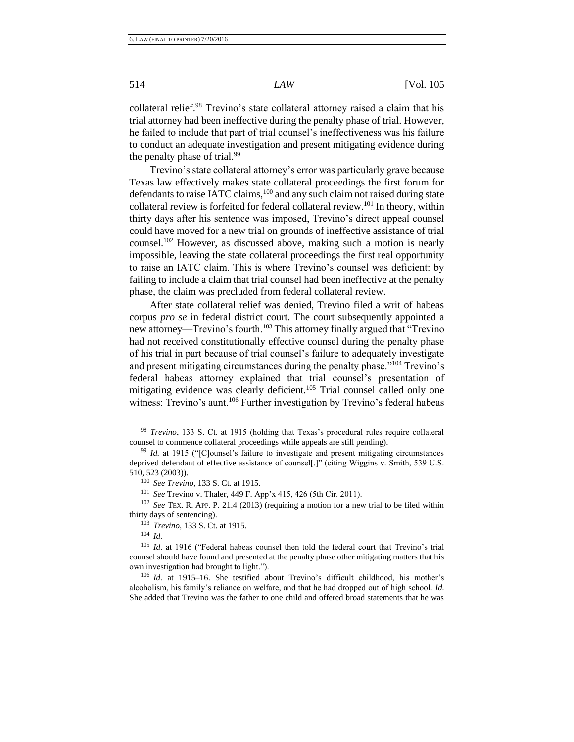collateral relief.[98] Trevino's state collateral attorney raised a claim that his trial attorney had been ineffective during the penalty phase of trial. However, he failed to include that part of trial counsel's ineffectiveness was his failure to conduct an adequate investigation and present mitigating evidence during the penalty phase of trial.[99]

Trevino's state collateral attorney's error was particularly grave because Texas law effectively makes state collateral proceedings the first forum for defendants to raise IATC claims,[100] and any such claim not raised during state collateral review is forfeited for federal collateral review.[101] In theory, within thirty days after his sentence was imposed, Trevino's direct appeal counsel could have moved for a new trial on grounds of ineffective assistance of trial counsel.[102] However, as discussed above, making such a motion is nearly impossible, leaving the state collateral proceedings the first real opportunity to raise an IATC claim. This is where Trevino's counsel was deficient: by failing to include a claim that trial counsel had been ineffective at the penalty phase, the claim was precluded from federal collateral review.

After state collateral relief was denied, Trevino filed a writ of habeas corpus *pro se* in federal district court. The court subsequently appointed a new attorney—Trevino's fourth.[103] This attorney finally argued that "Trevino had not received constitutionally effective counsel during the penalty phase of his trial in part because of trial counsel's failure to adequately investigate and present mitigating circumstances during the penalty phase."[104] Trevino's federal habeas attorney explained that trial counsel's presentation of mitigating evidence was clearly deficient.[105] Trial counsel called only one witness: Trevino's aunt.[106] Further investigation by Trevino's federal habeas

---

[98] *Trevino*, 133 S. Ct. at 1915 (holding that Texas's procedural rules require collateral counsel to commence collateral proceedings while appeals are still pending).

[99] *Id.* at 1915 ("[C]ounsel's failure to investigate and present mitigating circumstances deprived defendant of effective assistance of counsel[.]" (citing Wiggins v. Smith, 539 U.S. 510, 523 (2003)).

[100] *See Trevino*, 133 S. Ct. at 1915.

[101] *See* Trevino v. Thaler, 449 F. App'x 415, 426 (5th Cir. 2011).

[102] *See* TEX. R. APP. P. 21.4 (2013) (requiring a motion for a new trial to be filed within thirty days of sentencing).

[103] *Trevino*, 133 S. Ct. at 1915.

[104] *Id.*

[105] *Id.* at 1916 ("Federal habeas counsel then told the federal court that Trevino's trial counsel should have found and presented at the penalty phase other mitigating matters that his own investigation had brought to light.").

[106] *Id.* at 1915–16. She testified about Trevino's difficult childhood, his mother's alcoholism, his family's reliance on welfare, and that he had dropped out of high school. *Id.* She added that Trevino was the father to one child and offered broad statements that he was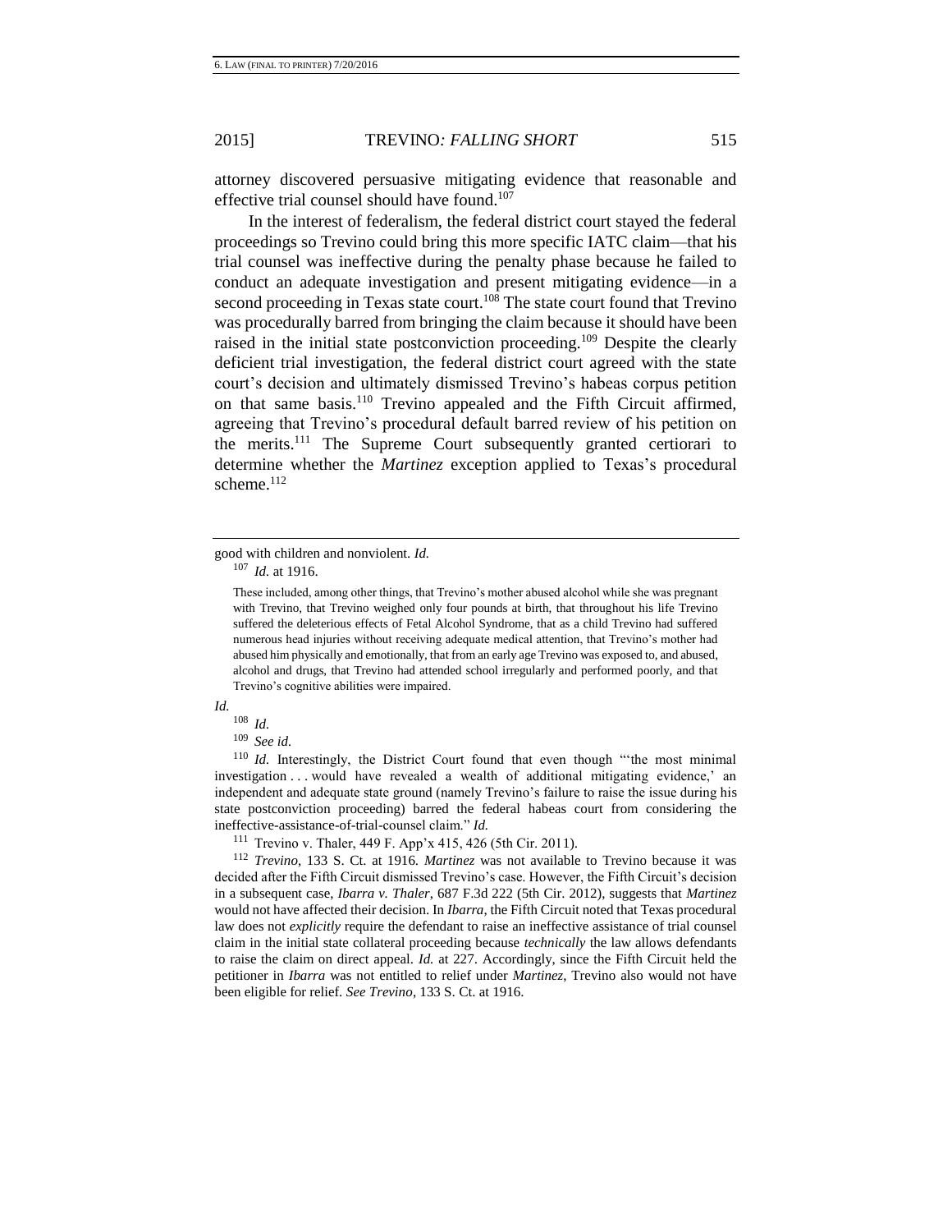attorney discovered persuasive mitigating evidence that reasonable and effective trial counsel should have found.[107]

In the interest of federalism, the federal district court stayed the federal proceedings so Trevino could bring this more specific IATC claim—that his trial counsel was ineffective during the penalty phase because he failed to conduct an adequate investigation and present mitigating evidence—in a second proceeding in Texas state court.[108] The state court found that Trevino was procedurally barred from bringing the claim because it should have been raised in the initial state postconviction proceeding.[109] Despite the clearly deficient trial investigation, the federal district court agreed with the state court's decision and ultimately dismissed Trevino's habeas corpus petition on that same basis.[110] Trevino appealed and the Fifth Circuit affirmed, agreeing that Trevino's procedural default barred review of his petition on the merits.[111] The Supreme Court subsequently granted certiorari to determine whether the *Martinez* exception applied to Texas's procedural scheme.[112]

---

good with children and nonviolent. *Id.*

[107] *Id.* at 1916.

> These included, among other things, that Trevino's mother abused alcohol while she was pregnant with Trevino, that Trevino weighed only four pounds at birth, that throughout his life Trevino suffered the deleterious effects of Fetal Alcohol Syndrome, that as a child Trevino had suffered numerous head injuries without receiving adequate medical attention, that Trevino's mother had abused him physically and emotionally, that from an early age Trevino was exposed to, and abused, alcohol and drugs, that Trevino had attended school irregularly and performed poorly, and that Trevino's cognitive abilities were impaired.

*Id.*

[108] *Id.*

[109] *See id.*

[110] *Id.* Interestingly, the District Court found that even though "'the most minimal investigation . . . would have revealed a wealth of additional mitigating evidence,' an independent and adequate state ground (namely Trevino's failure to raise the issue during his state postconviction proceeding) barred the federal habeas court from considering the ineffective-assistance-of-trial-counsel claim." *Id.*

[111] Trevino v. Thaler, 449 F. App'x 415, 426 (5th Cir. 2011).

[112] *Trevino*, 133 S. Ct. at 1916. *Martinez* was not available to Trevino because it was decided after the Fifth Circuit dismissed Trevino's case. However, the Fifth Circuit's decision in a subsequent case, *Ibarra v. Thaler*, 687 F.3d 222 (5th Cir. 2012), suggests that *Martinez* would not have affected their decision. In *Ibarra*, the Fifth Circuit noted that Texas procedural law does not *explicitly* require the defendant to raise an ineffective assistance of trial counsel claim in the initial state collateral proceeding because *technically* the law allows defendants to raise the claim on direct appeal. *Id.* at 227. Accordingly, since the Fifth Circuit held the petitioner in *Ibarra* was not entitled to relief under *Martinez*, Trevino also would not have been eligible for relief. *See Trevino*, 133 S. Ct. at 1916.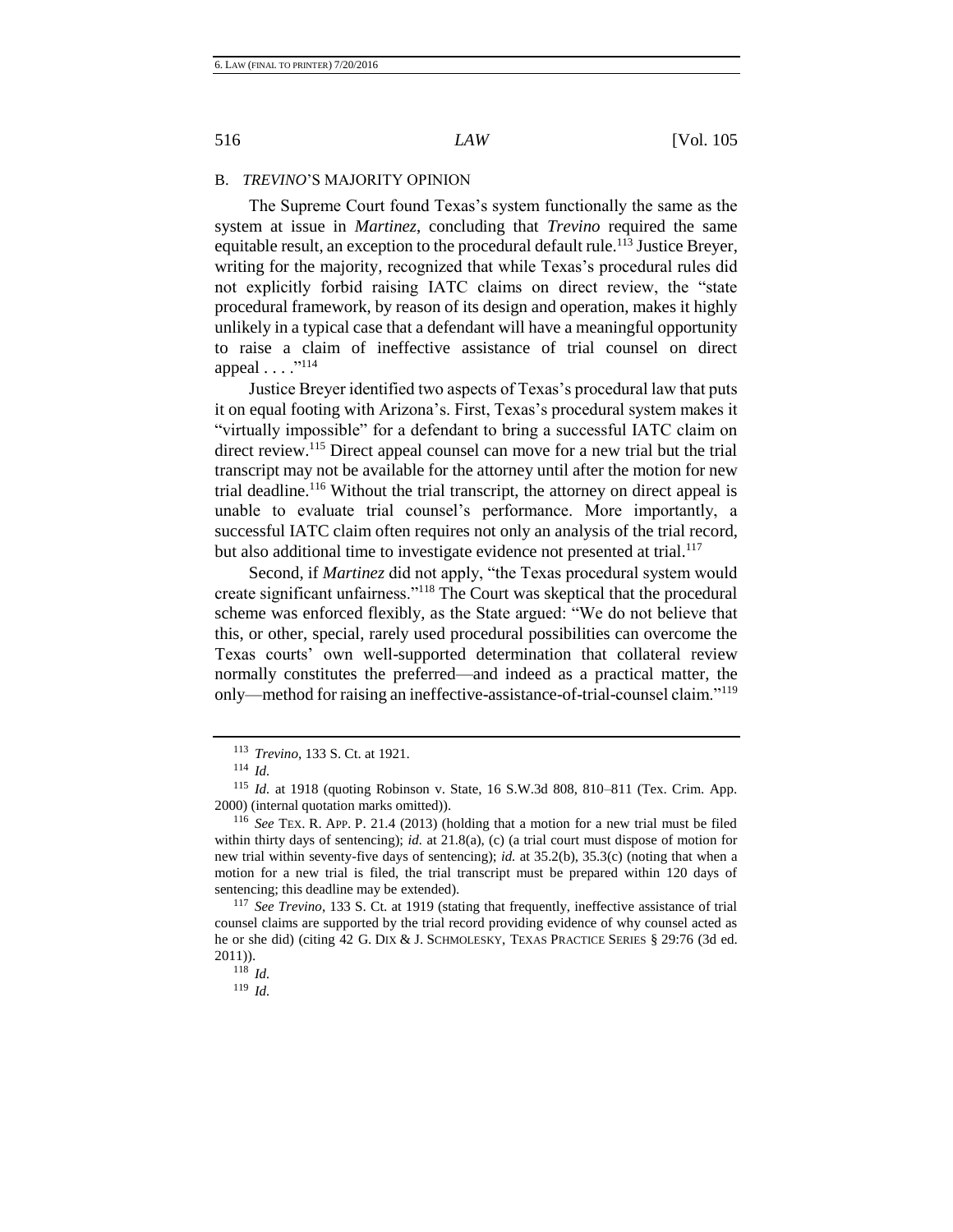### B. *TREVINO*'S MAJORITY OPINION

The Supreme Court found Texas's system functionally the same as the system at issue in *Martinez*, concluding that *Trevino* required the same equitable result, an exception to the procedural default rule.[113] Justice Breyer, writing for the majority, recognized that while Texas's procedural rules did not explicitly forbid raising IATC claims on direct review, the "state procedural framework, by reason of its design and operation, makes it highly unlikely in a typical case that a defendant will have a meaningful opportunity to raise a claim of ineffective assistance of trial counsel on direct appeal . . . ."[114]

Justice Breyer identified two aspects of Texas's procedural law that puts it on equal footing with Arizona's. First, Texas's procedural system makes it "virtually impossible" for a defendant to bring a successful IATC claim on direct review.[115] Direct appeal counsel can move for a new trial but the trial transcript may not be available for the attorney until after the motion for new trial deadline.[116] Without the trial transcript, the attorney on direct appeal is unable to evaluate trial counsel's performance. More importantly, a successful IATC claim often requires not only an analysis of the trial record, but also additional time to investigate evidence not presented at trial.[117]

Second, if *Martinez* did not apply, "the Texas procedural system would create significant unfairness."[118] The Court was skeptical that the procedural scheme was enforced flexibly, as the State argued: "We do not believe that this, or other, special, rarely used procedural possibilities can overcome the Texas courts' own well-supported determination that collateral review normally constitutes the preferred—and indeed as a practical matter, the only—method for raising an ineffective-assistance-of-trial-counsel claim."[119]

---

[113] *Trevino*, 133 S. Ct. at 1921.

[114] *Id.*

[115] *Id.* at 1918 (quoting Robinson v. State, 16 S.W.3d 808, 810–811 (Tex. Crim. App. 2000) (internal quotation marks omitted)).

[116] *See* TEX. R. APP. P. 21.4 (2013) (holding that a motion for a new trial must be filed within thirty days of sentencing); *id.* at 21.8(a), (c) (a trial court must dispose of motion for new trial within seventy-five days of sentencing); *id.* at 35.2(b), 35.3(c) (noting that when a motion for a new trial is filed, the trial transcript must be prepared within 120 days of sentencing; this deadline may be extended).

[117] *See Trevino*, 133 S. Ct. at 1919 (stating that frequently, ineffective assistance of trial counsel claims are supported by the trial record providing evidence of why counsel acted as he or she did) (citing 42 G. DIX & J. SCHMOLESKY, TEXAS PRACTICE SERIES § 29:76 (3d ed. 2011)).

[118] *Id.*

[119] *Id.*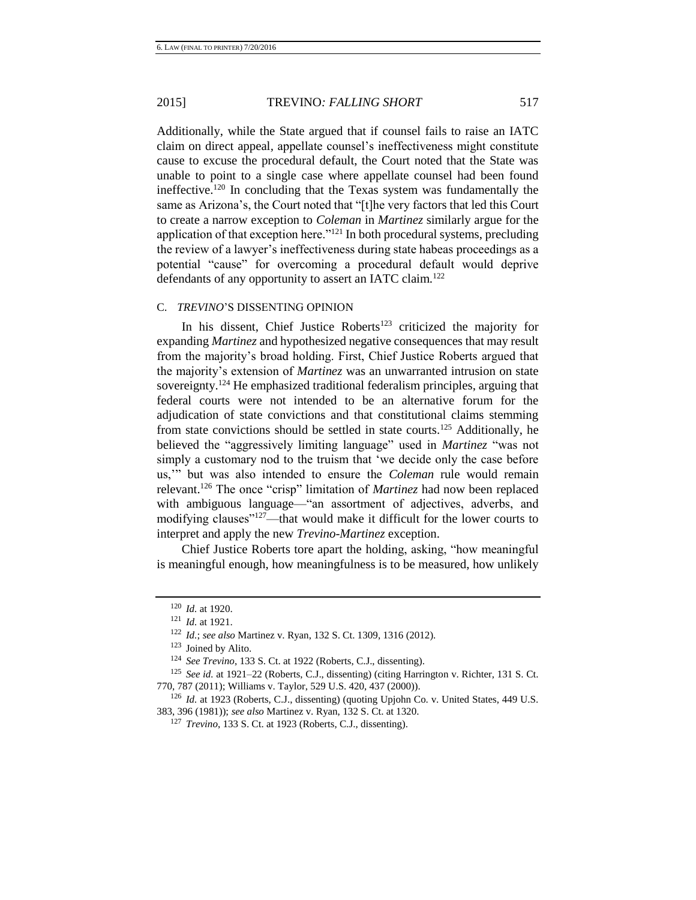Additionally, while the State argued that if counsel fails to raise an IATC claim on direct appeal, appellate counsel's ineffectiveness might constitute cause to excuse the procedural default, the Court noted that the State was unable to point to a single case where appellate counsel had been found ineffective.[120] In concluding that the Texas system was fundamentally the same as Arizona's, the Court noted that "[t]he very factors that led this Court to create a narrow exception to *Coleman* in *Martinez* similarly argue for the application of that exception here."[121] In both procedural systems, precluding the review of a lawyer's ineffectiveness during state habeas proceedings as a potential "cause" for overcoming a procedural default would deprive defendants of any opportunity to assert an IATC claim.[122]

### C. *TREVINO*'S DISSENTING OPINION

In his dissent, Chief Justice Roberts[123] criticized the majority for expanding *Martinez* and hypothesized negative consequences that may result from the majority's broad holding. First, Chief Justice Roberts argued that the majority's extension of *Martinez* was an unwarranted intrusion on state sovereignty.[124] He emphasized traditional federalism principles, arguing that federal courts were not intended to be an alternative forum for the adjudication of state convictions and that constitutional claims stemming from state convictions should be settled in state courts.[125] Additionally, he believed the "aggressively limiting language" used in *Martinez* "was not simply a customary nod to the truism that 'we decide only the case before us,'" but was also intended to ensure the *Coleman* rule would remain relevant.[126] The once "crisp" limitation of *Martinez* had now been replaced with ambiguous language—"an assortment of adjectives, adverbs, and modifying clauses"[127]—that would make it difficult for the lower courts to interpret and apply the new *Trevino-Martinez* exception.

Chief Justice Roberts tore apart the holding, asking, "how meaningful is meaningful enough, how meaningfulness is to be measured, how unlikely

---

[120] *Id.* at 1920.

[121] *Id.* at 1921.

[122] *Id.*; *see also* Martinez v. Ryan, 132 S. Ct. 1309, 1316 (2012).

[123] Joined by Alito.

[124] *See Trevino*, 133 S. Ct. at 1922 (Roberts, C.J., dissenting).

[125] *See id.* at 1921–22 (Roberts, C.J., dissenting) (citing Harrington v. Richter, 131 S. Ct. 770, 787 (2011); Williams v. Taylor, 529 U.S. 420, 437 (2000)).

[126] *Id.* at 1923 (Roberts, C.J., dissenting) (quoting Upjohn Co. v. United States, 449 U.S. 383, 396 (1981)); *see also* Martinez v. Ryan, 132 S. Ct. at 1320.

[127] *Trevino*, 133 S. Ct. at 1923 (Roberts, C.J., dissenting).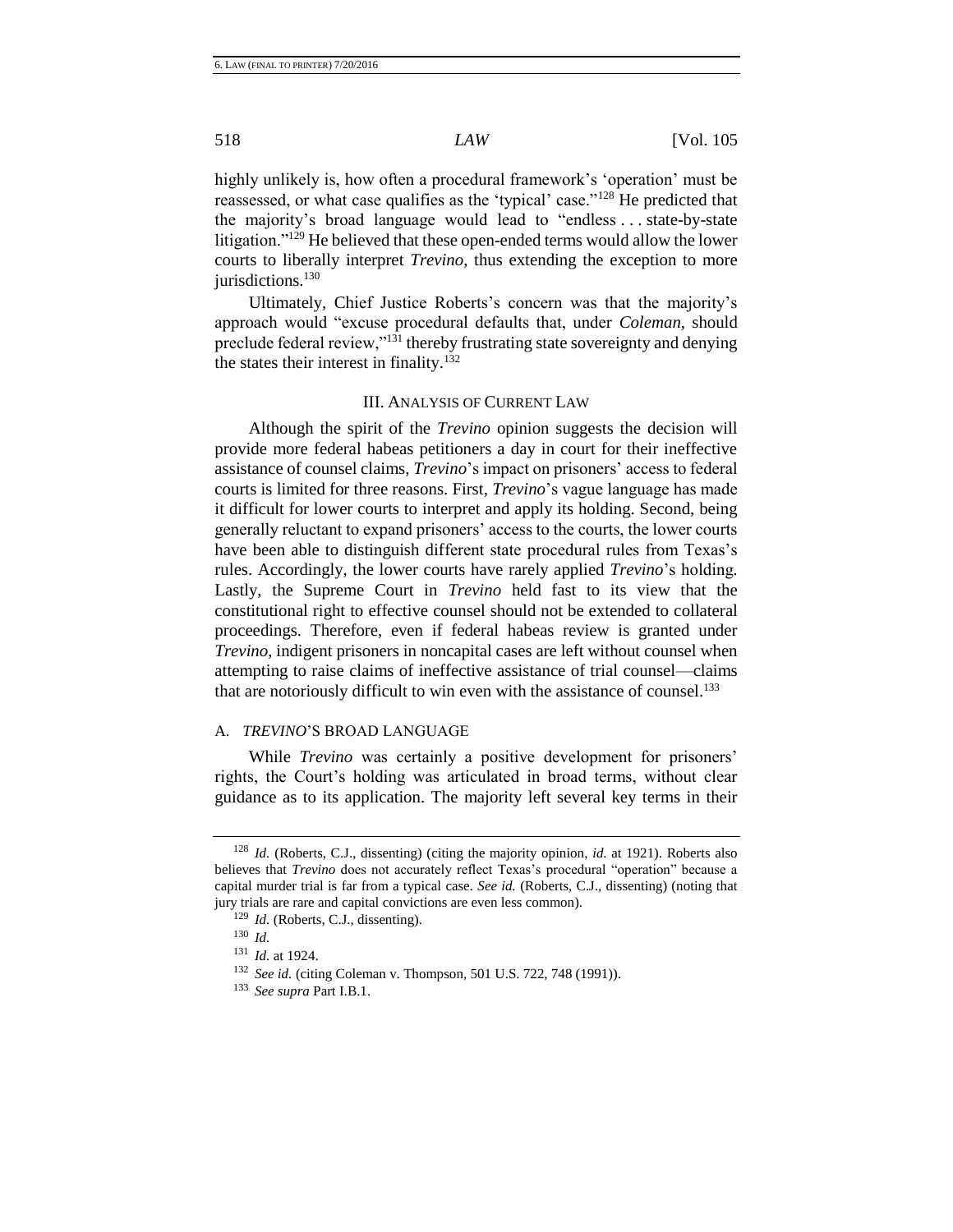highly unlikely is, how often a procedural framework's 'operation' must be reassessed, or what case qualifies as the 'typical' case."[128] He predicted that the majority's broad language would lead to "endless . . . state-by-state litigation."[129] He believed that these open-ended terms would allow the lower courts to liberally interpret *Trevino*, thus extending the exception to more jurisdictions.[130]

Ultimately, Chief Justice Roberts's concern was that the majority's approach would "excuse procedural defaults that, under *Coleman*, should preclude federal review,"[131] thereby frustrating state sovereignty and denying the states their interest in finality.[132]

## III. Analysis of Current Law

Although the spirit of the *Trevino* opinion suggests the decision will provide more federal habeas petitioners a day in court for their ineffective assistance of counsel claims, *Trevino*'s impact on prisoners' access to federal courts is limited for three reasons. First, *Trevino*'s vague language has made it difficult for lower courts to interpret and apply its holding. Second, being generally reluctant to expand prisoners' access to the courts, the lower courts have been able to distinguish different state procedural rules from Texas's rules. Accordingly, the lower courts have rarely applied *Trevino*'s holding. Lastly, the Supreme Court in *Trevino* held fast to its view that the constitutional right to effective counsel should not be extended to collateral proceedings. Therefore, even if federal habeas review is granted under *Trevino*, indigent prisoners in noncapital cases are left without counsel when attempting to raise claims of ineffective assistance of trial counsel—claims that are notoriously difficult to win even with the assistance of counsel.[133]

### A. *Trevino*'s Broad Language

While *Trevino* was certainly a positive development for prisoners' rights, the Court's holding was articulated in broad terms, without clear guidance as to its application. The majority left several key terms in their

---

[128] *Id.* (Roberts, C.J., dissenting) (citing the majority opinion, *id.* at 1921). Roberts also believes that *Trevino* does not accurately reflect Texas's procedural "operation" because a capital murder trial is far from a typical case. *See id.* (Roberts, C.J., dissenting) (noting that jury trials are rare and capital convictions are even less common).

[129] *Id.* (Roberts, C.J., dissenting).

[130] *Id.*

[131] *Id.* at 1924.

[132] *See id.* (citing Coleman v. Thompson, 501 U.S. 722, 748 (1991)).

[133] *See supra* Part I.B.1.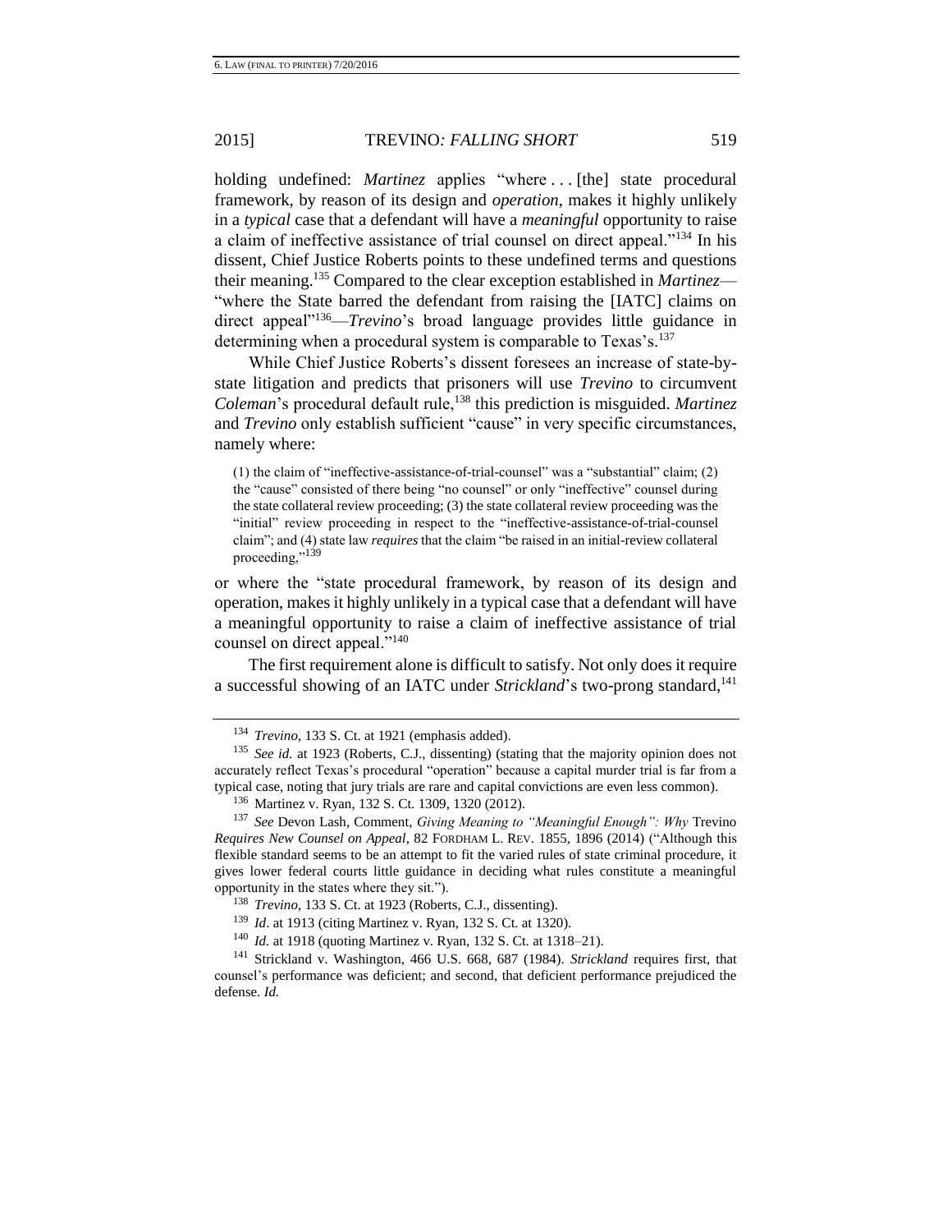holding undefined: *Martinez* applies "where . . . [the] state procedural framework, by reason of its design and *operation*, makes it highly unlikely in a *typical* case that a defendant will have a *meaningful* opportunity to raise a claim of ineffective assistance of trial counsel on direct appeal."[134] In his dissent, Chief Justice Roberts points to these undefined terms and questions their meaning.[135] Compared to the clear exception established in *Martinez*—"where the State barred the defendant from raising the [IATC] claims on direct appeal"[136]—*Trevino*'s broad language provides little guidance in determining when a procedural system is comparable to Texas's.[137]

While Chief Justice Roberts's dissent foresees an increase of state-by-state litigation and predicts that prisoners will use *Trevino* to circumvent *Coleman*'s procedural default rule,[138] this prediction is misguided. *Martinez* and *Trevino* only establish sufficient "cause" in very specific circumstances, namely where:

> (1) the claim of "ineffective-assistance-of-trial-counsel" was a "substantial" claim; (2) the "cause" consisted of there being "no counsel" or only "ineffective" counsel during the state collateral review proceeding; (3) the state collateral review proceeding was the "initial" review proceeding in respect to the "ineffective-assistance-of-trial-counsel claim"; and (4) state law *requires* that the claim "be raised in an initial-review collateral proceeding,"[139]

or where the "state procedural framework, by reason of its design and operation, makes it highly unlikely in a typical case that a defendant will have a meaningful opportunity to raise a claim of ineffective assistance of trial counsel on direct appeal."[140]

The first requirement alone is difficult to satisfy. Not only does it require a successful showing of an IATC under *Strickland*'s two-prong standard,[141]

---

[134] *Trevino*, 133 S. Ct. at 1921 (emphasis added).

[135] *See id.* at 1923 (Roberts, C.J., dissenting) (stating that the majority opinion does not accurately reflect Texas's procedural "operation" because a capital murder trial is far from a typical case, noting that jury trials are rare and capital convictions are even less common).

[136] Martinez v. Ryan, 132 S. Ct. 1309, 1320 (2012).

[137] *See* Devon Lash, Comment, *Giving Meaning to "Meaningful Enough": Why* Trevino *Requires New Counsel on Appeal*, 82 FORDHAM L. REV. 1855, 1896 (2014) ("Although this flexible standard seems to be an attempt to fit the varied rules of state criminal procedure, it gives lower federal courts little guidance in deciding what rules constitute a meaningful opportunity in the states where they sit.").

[138] *Trevino*, 133 S. Ct. at 1923 (Roberts, C.J., dissenting).

[139] *Id*. at 1913 (citing Martinez v. Ryan, 132 S. Ct. at 1320).

[140] *Id.* at 1918 (quoting Martinez v. Ryan, 132 S. Ct. at 1318–21).

[141] Strickland v. Washington, 466 U.S. 668, 687 (1984). *Strickland* requires first, that counsel's performance was deficient; and second, that deficient performance prejudiced the defense. *Id.*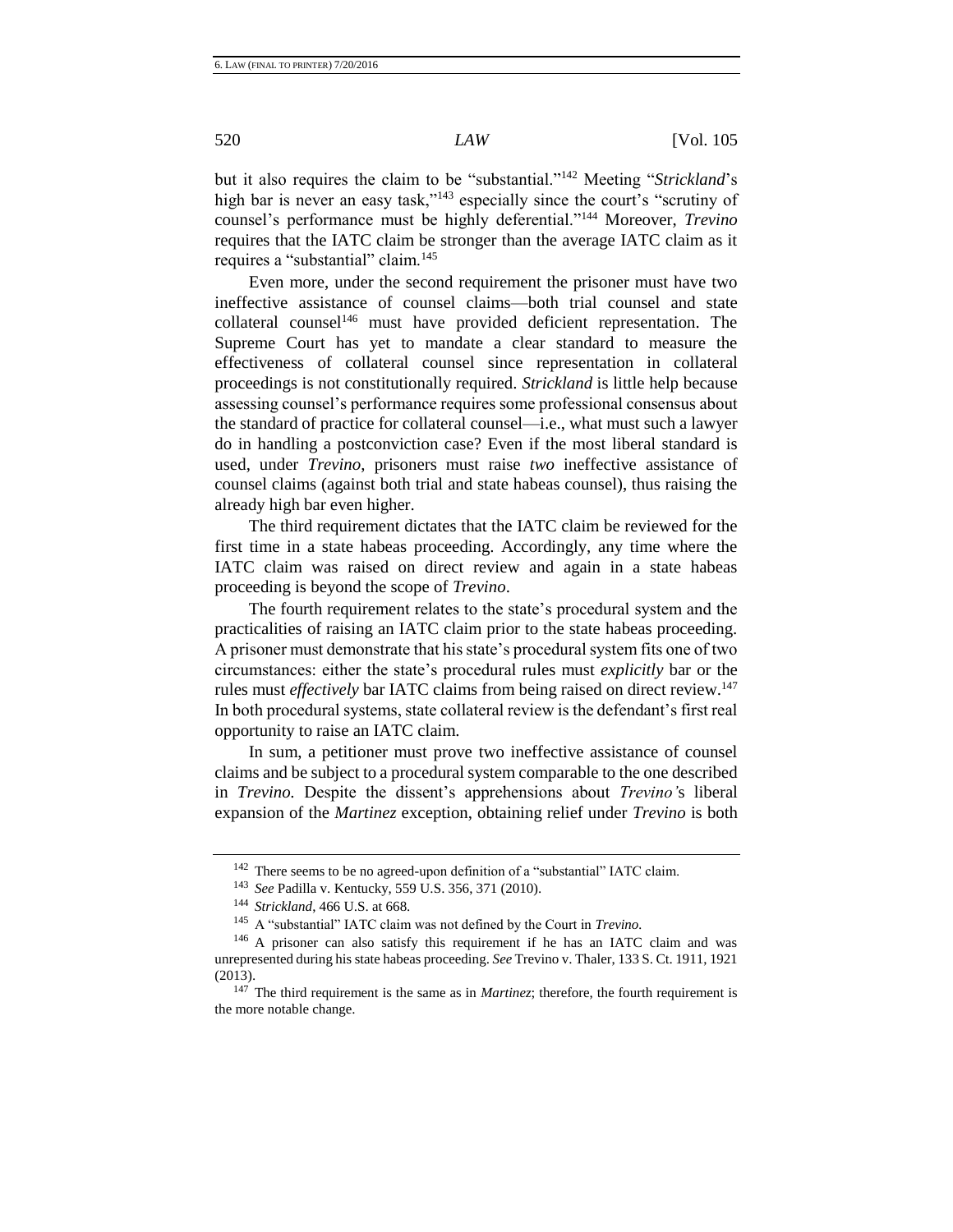but it also requires the claim to be "substantial."[142] Meeting "*Strickland*'s high bar is never an easy task,"[143] especially since the court's "scrutiny of counsel's performance must be highly deferential."[144] Moreover, *Trevino* requires that the IATC claim be stronger than the average IATC claim as it requires a "substantial" claim.[145]

Even more, under the second requirement the prisoner must have two ineffective assistance of counsel claims—both trial counsel and state collateral counsel[146] must have provided deficient representation. The Supreme Court has yet to mandate a clear standard to measure the effectiveness of collateral counsel since representation in collateral proceedings is not constitutionally required. *Strickland* is little help because assessing counsel's performance requires some professional consensus about the standard of practice for collateral counsel—i.e., what must such a lawyer do in handling a postconviction case? Even if the most liberal standard is used, under *Trevino*, prisoners must raise *two* ineffective assistance of counsel claims (against both trial and state habeas counsel), thus raising the already high bar even higher.

The third requirement dictates that the IATC claim be reviewed for the first time in a state habeas proceeding. Accordingly, any time where the IATC claim was raised on direct review and again in a state habeas proceeding is beyond the scope of *Trevino*.

The fourth requirement relates to the state's procedural system and the practicalities of raising an IATC claim prior to the state habeas proceeding. A prisoner must demonstrate that his state's procedural system fits one of two circumstances: either the state's procedural rules must *explicitly* bar or the rules must *effectively* bar IATC claims from being raised on direct review.[147] In both procedural systems, state collateral review is the defendant's first real opportunity to raise an IATC claim.

In sum, a petitioner must prove two ineffective assistance of counsel claims and be subject to a procedural system comparable to the one described in *Trevino.* Despite the dissent's apprehensions about *Trevino'*s liberal expansion of the *Martinez* exception, obtaining relief under *Trevino* is both

---

[142] There seems to be no agreed-upon definition of a "substantial" IATC claim.

[143] *See* Padilla v. Kentucky, 559 U.S. 356, 371 (2010).

[144] *Strickland*, 466 U.S. at 668.

[145] A "substantial" IATC claim was not defined by the Court in *Trevino.*

[146] A prisoner can also satisfy this requirement if he has an IATC claim and was unrepresented during his state habeas proceeding. *See* Trevino v. Thaler, 133 S. Ct. 1911, 1921 (2013).

[147] The third requirement is the same as in *Martinez*; therefore, the fourth requirement is the more notable change.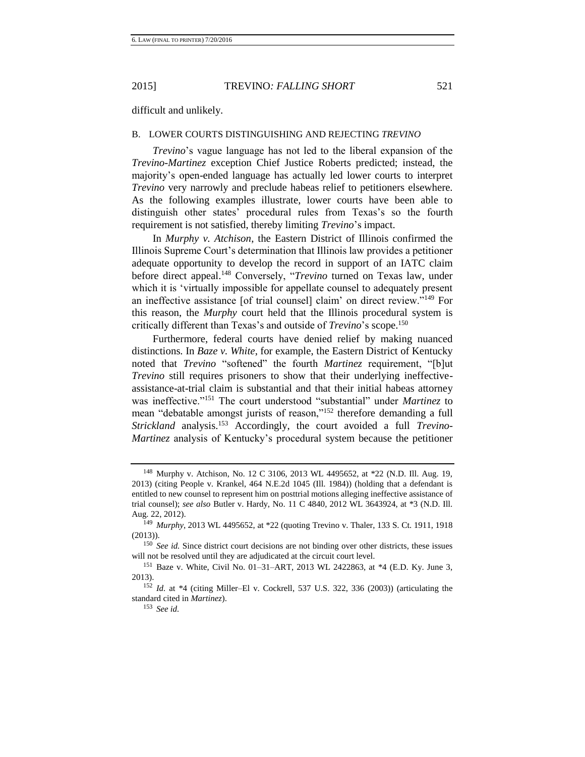difficult and unlikely.

### B. LOWER COURTS DISTINGUISHING AND REJECTING *TREVINO*

*Trevino*'s vague language has not led to the liberal expansion of the *Trevino-Martinez* exception Chief Justice Roberts predicted; instead, the majority's open-ended language has actually led lower courts to interpret *Trevino* very narrowly and preclude habeas relief to petitioners elsewhere. As the following examples illustrate, lower courts have been able to distinguish other states' procedural rules from Texas's so the fourth requirement is not satisfied, thereby limiting *Trevino*'s impact.

In *Murphy v. Atchison*, the Eastern District of Illinois confirmed the Illinois Supreme Court's determination that Illinois law provides a petitioner adequate opportunity to develop the record in support of an IATC claim before direct appeal.[148] Conversely, "*Trevino* turned on Texas law, under which it is 'virtually impossible for appellate counsel to adequately present an ineffective assistance [of trial counsel] claim' on direct review."[149] For this reason, the *Murphy* court held that the Illinois procedural system is critically different than Texas's and outside of *Trevino*'s scope.[150]

Furthermore, federal courts have denied relief by making nuanced distinctions. In *Baze v. White*, for example, the Eastern District of Kentucky noted that *Trevino* "softened" the fourth *Martinez* requirement, "[b]ut *Trevino* still requires prisoners to show that their underlying ineffective-assistance-at-trial claim is substantial and that their initial habeas attorney was ineffective."[151] The court understood "substantial" under *Martinez* to mean "debatable amongst jurists of reason,"[152] therefore demanding a full *Strickland* analysis.[153] Accordingly, the court avoided a full *Trevino-Martinez* analysis of Kentucky's procedural system because the petitioner

---

[148] Murphy v. Atchison, No. 12 C 3106, 2013 WL 4495652, at *22 (N.D. Ill. Aug. 19, 2013) (citing People v. Krankel, 464 N.E.2d 1045 (Ill. 1984)) (holding that a defendant is entitled to new counsel to represent him on posttrial motions alleging ineffective assistance of trial counsel); *see also* Butler v. Hardy, No. 11 C 4840, 2012 WL 3643924, at *3 (N.D. Ill. Aug. 22, 2012).

[149] *Murphy*, 2013 WL 4495652, at *22 (quoting Trevino v. Thaler, 133 S. Ct. 1911, 1918 (2013)).

[150] *See id.* Since district court decisions are not binding over other districts, these issues will not be resolved until they are adjudicated at the circuit court level.

[151] Baze v. White, Civil No. 01–31–ART, 2013 WL 2422863, at *4 (E.D. Ky. June 3, 2013).

[152] *Id.* at *4 (citing Miller–El v. Cockrell, 537 U.S. 322, 336 (2003)) (articulating the standard cited in *Martinez*).

[153] *See id.*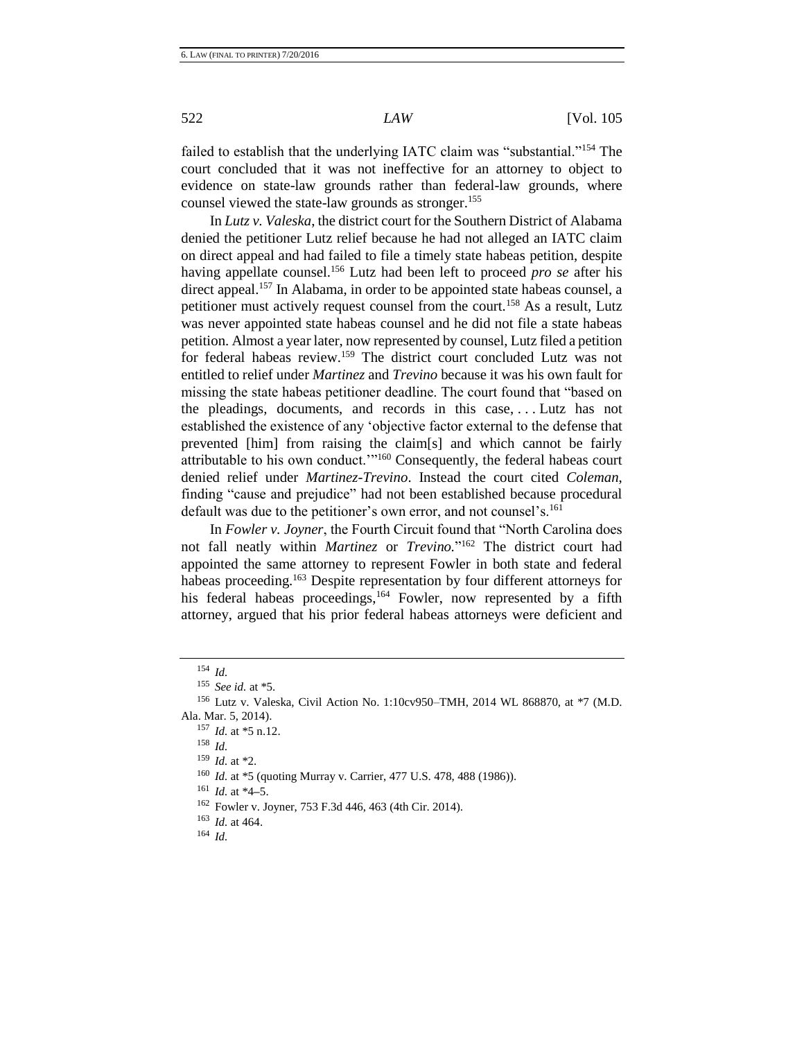failed to establish that the underlying IATC claim was "substantial."[154] The court concluded that it was not ineffective for an attorney to object to evidence on state-law grounds rather than federal-law grounds, where counsel viewed the state-law grounds as stronger.[155]

In *Lutz v. Valeska*, the district court for the Southern District of Alabama denied the petitioner Lutz relief because he had not alleged an IATC claim on direct appeal and had failed to file a timely state habeas petition, despite having appellate counsel.[156] Lutz had been left to proceed *pro se* after his direct appeal.[157] In Alabama, in order to be appointed state habeas counsel, a petitioner must actively request counsel from the court.[158] As a result, Lutz was never appointed state habeas counsel and he did not file a state habeas petition. Almost a year later, now represented by counsel, Lutz filed a petition for federal habeas review.[159] The district court concluded Lutz was not entitled to relief under *Martinez* and *Trevino* because it was his own fault for missing the state habeas petitioner deadline. The court found that "based on the pleadings, documents, and records in this case, . . . Lutz has not established the existence of any 'objective factor external to the defense that prevented [him] from raising the claim[s] and which cannot be fairly attributable to his own conduct.'"[160] Consequently, the federal habeas court denied relief under *Martinez-Trevino*. Instead the court cited *Coleman*, finding "cause and prejudice" had not been established because procedural default was due to the petitioner's own error, and not counsel's.[161]

In *Fowler v. Joyner*, the Fourth Circuit found that "North Carolina does not fall neatly within *Martinez* or *Trevino*."[162] The district court had appointed the same attorney to represent Fowler in both state and federal habeas proceeding.[163] Despite representation by four different attorneys for his federal habeas proceedings,[164] Fowler, now represented by a fifth attorney, argued that his prior federal habeas attorneys were deficient and

---

[154] *Id.*

[155] *See id.* at *5.

[156] Lutz v. Valeska, Civil Action No. 1:10cv950–TMH, 2014 WL 868870, at *7 (M.D. Ala. Mar. 5, 2014).

[157] *Id.* at *5 n.12.

[158] *Id.*

[159] *Id.* at *2.

[160] *Id.* at *5 (quoting Murray v. Carrier, 477 U.S. 478, 488 (1986)).

[161] *Id.* at *4–5.

[162] Fowler v. Joyner, 753 F.3d 446, 463 (4th Cir. 2014).

[163] *Id.* at 464.

[164] *Id.*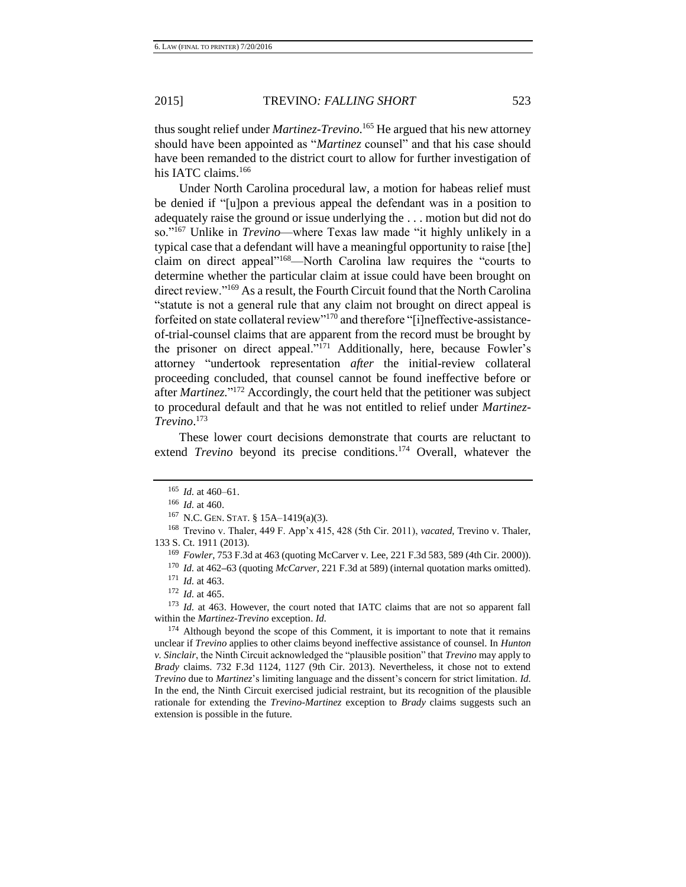thus sought relief under *Martinez-Trevino*.[165] He argued that his new attorney should have been appointed as "*Martinez* counsel" and that his case should have been remanded to the district court to allow for further investigation of his IATC claims.[166]

Under North Carolina procedural law, a motion for habeas relief must be denied if "[u]pon a previous appeal the defendant was in a position to adequately raise the ground or issue underlying the . . . motion but did not do so."[167] Unlike in *Trevino*—where Texas law made "it highly unlikely in a typical case that a defendant will have a meaningful opportunity to raise [the] claim on direct appeal"[168]—North Carolina law requires the "courts to determine whether the particular claim at issue could have been brought on direct review."[169] As a result, the Fourth Circuit found that the North Carolina "statute is not a general rule that any claim not brought on direct appeal is forfeited on state collateral review"[170] and therefore "[i]neffective-assistance-of-trial-counsel claims that are apparent from the record must be brought by the prisoner on direct appeal."[171] Additionally, here, because Fowler's attorney "undertook representation *after* the initial-review collateral proceeding concluded, that counsel cannot be found ineffective before or after *Martinez*."[172] Accordingly, the court held that the petitioner was subject to procedural default and that he was not entitled to relief under *Martinez-Trevino*.[173]

These lower court decisions demonstrate that courts are reluctant to extend *Trevino* beyond its precise conditions.[174] Overall, whatever the

---

[165] *Id.* at 460–61.

[166] *Id.* at 460.

[167] N.C. GEN. STAT. § 15A–1419(a)(3).

[168] Trevino v. Thaler, 449 F. App'x 415, 428 (5th Cir. 2011), *vacated*, Trevino v. Thaler, 133 S. Ct. 1911 (2013).

[169] *Fowler*, 753 F.3d at 463 (quoting McCarver v. Lee, 221 F.3d 583, 589 (4th Cir. 2000)).

[170] *Id.* at 462–63 (quoting *McCarver*, 221 F.3d at 589) (internal quotation marks omitted).

[171] *Id.* at 463.

[172] *Id.* at 465.

[173] *Id.* at 463. However, the court noted that IATC claims that are not so apparent fall within the *Martinez-Trevino* exception. *Id.*

[174] Although beyond the scope of this Comment, it is important to note that it remains unclear if *Trevino* applies to other claims beyond ineffective assistance of counsel. In *Hunton v. Sinclair*, the Ninth Circuit acknowledged the "plausible position" that *Trevino* may apply to *Brady* claims. 732 F.3d 1124, 1127 (9th Cir. 2013). Nevertheless, it chose not to extend *Trevino* due to *Martinez*'s limiting language and the dissent's concern for strict limitation. *Id.* In the end, the Ninth Circuit exercised judicial restraint, but its recognition of the plausible rationale for extending the *Trevino-Martinez* exception to *Brady* claims suggests such an extension is possible in the future.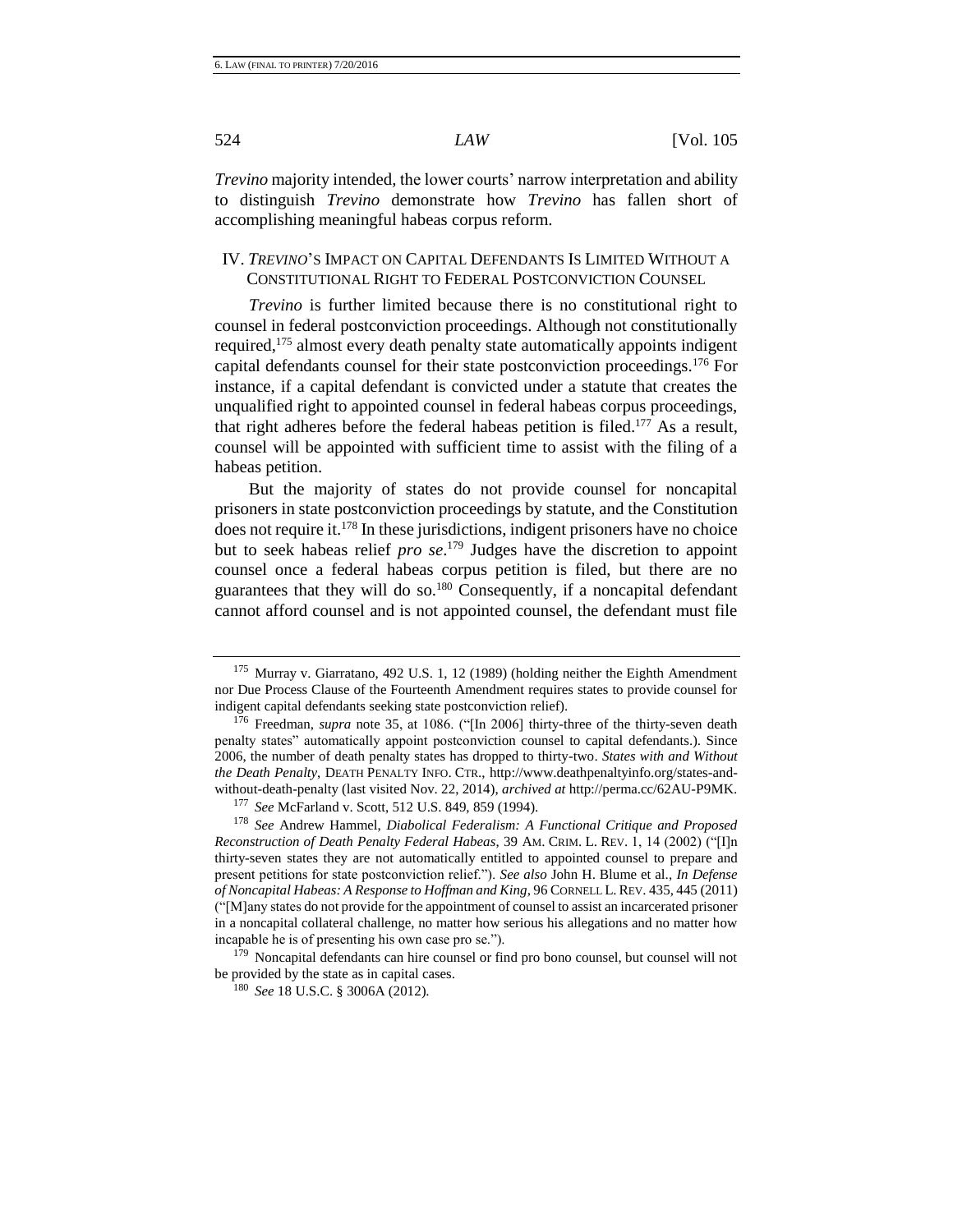*Trevino* majority intended, the lower courts' narrow interpretation and ability to distinguish *Trevino* demonstrate how *Trevino* has fallen short of accomplishing meaningful habeas corpus reform.

## IV. *TREVINO*'S IMPACT ON CAPITAL DEFENDANTS IS LIMITED WITHOUT A CONSTITUTIONAL RIGHT TO FEDERAL POSTCONVICTION COUNSEL

*Trevino* is further limited because there is no constitutional right to counsel in federal postconviction proceedings. Although not constitutionally required,[175] almost every death penalty state automatically appoints indigent capital defendants counsel for their state postconviction proceedings.[176] For instance, if a capital defendant is convicted under a statute that creates the unqualified right to appointed counsel in federal habeas corpus proceedings, that right adheres before the federal habeas petition is filed.[177] As a result, counsel will be appointed with sufficient time to assist with the filing of a habeas petition.

But the majority of states do not provide counsel for noncapital prisoners in state postconviction proceedings by statute, and the Constitution does not require it.[178] In these jurisdictions, indigent prisoners have no choice but to seek habeas relief *pro se*.[179] Judges have the discretion to appoint counsel once a federal habeas corpus petition is filed, but there are no guarantees that they will do so.[180] Consequently, if a noncapital defendant cannot afford counsel and is not appointed counsel, the defendant must file

---

[175] Murray v. Giarratano, 492 U.S. 1, 12 (1989) (holding neither the Eighth Amendment nor Due Process Clause of the Fourteenth Amendment requires states to provide counsel for indigent capital defendants seeking state postconviction relief).

[176] Freedman, *supra* note 35, at 1086. ("[In 2006] thirty-three of the thirty-seven death penalty states" automatically appoint postconviction counsel to capital defendants.). Since 2006, the number of death penalty states has dropped to thirty-two. *States with and Without the Death Penalty*, DEATH PENALTY INFO. CTR., http://www.deathpenaltyinfo.org/states-and-without-death-penalty (last visited Nov. 22, 2014), *archived at* http://perma.cc/62AU-P9MK.

[177] *See* McFarland v. Scott, 512 U.S. 849, 859 (1994).

[178] *See* Andrew Hammel, *Diabolical Federalism: A Functional Critique and Proposed Reconstruction of Death Penalty Federal Habeas*, 39 AM. CRIM. L. REV. 1, 14 (2002) ("[I]n thirty-seven states they are not automatically entitled to appointed counsel to prepare and present petitions for state postconviction relief."). *See also* John H. Blume et al., *In Defense of Noncapital Habeas: A Response to Hoffman and King*, 96 CORNELL L. REV. 435, 445 (2011) ("[M]any states do not provide for the appointment of counsel to assist an incarcerated prisoner in a noncapital collateral challenge, no matter how serious his allegations and no matter how incapable he is of presenting his own case pro se.").

[179] Noncapital defendants can hire counsel or find pro bono counsel, but counsel will not be provided by the state as in capital cases.

[180] *See* 18 U.S.C. § 3006A (2012).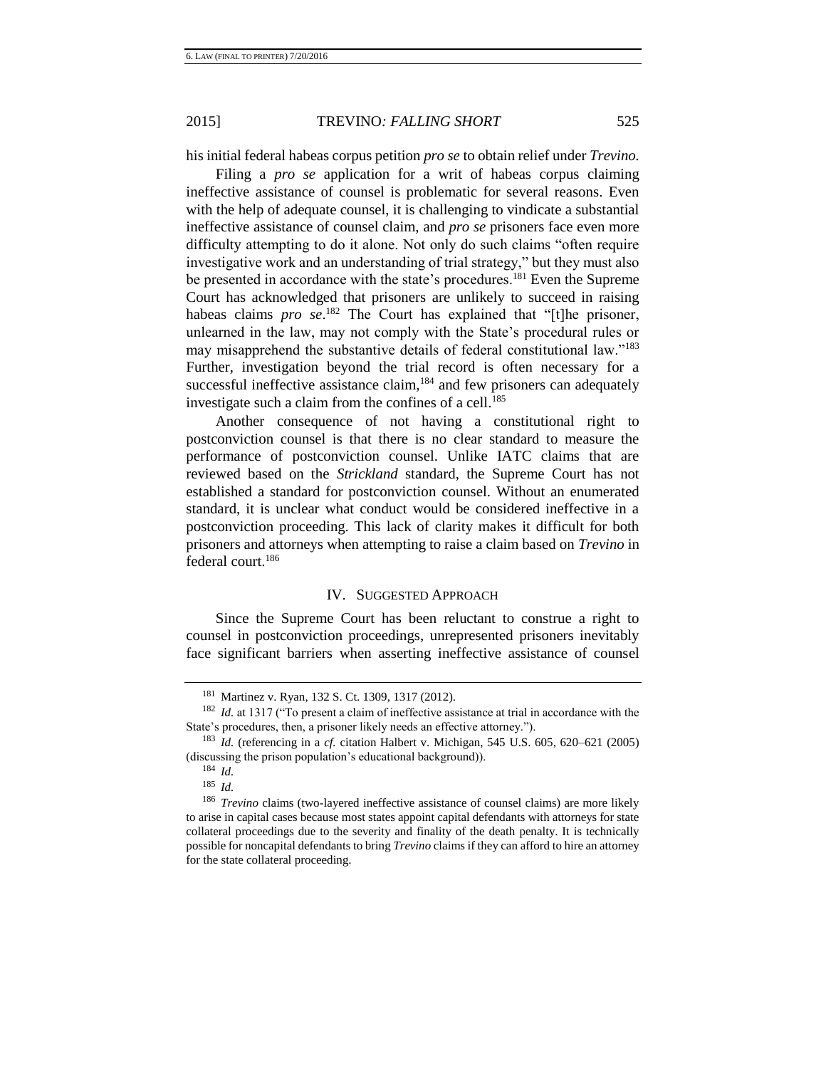his initial federal habeas corpus petition *pro se* to obtain relief under *Trevino.*

Filing a *pro se* application for a writ of habeas corpus claiming ineffective assistance of counsel is problematic for several reasons. Even with the help of adequate counsel, it is challenging to vindicate a substantial ineffective assistance of counsel claim, and *pro se* prisoners face even more difficulty attempting to do it alone. Not only do such claims "often require investigative work and an understanding of trial strategy," but they must also be presented in accordance with the state's procedures.[181] Even the Supreme Court has acknowledged that prisoners are unlikely to succeed in raising habeas claims *pro se*.[182] The Court has explained that "[t]he prisoner, unlearned in the law, may not comply with the State's procedural rules or may misapprehend the substantive details of federal constitutional law."[183] Further, investigation beyond the trial record is often necessary for a successful ineffective assistance claim,[184] and few prisoners can adequately investigate such a claim from the confines of a cell.[185]

Another consequence of not having a constitutional right to postconviction counsel is that there is no clear standard to measure the performance of postconviction counsel. Unlike IATC claims that are reviewed based on the *Strickland* standard, the Supreme Court has not established a standard for postconviction counsel. Without an enumerated standard, it is unclear what conduct would be considered ineffective in a postconviction proceeding. This lack of clarity makes it difficult for both prisoners and attorneys when attempting to raise a claim based on *Trevino* in federal court.[186]

## IV. Suggested Approach

Since the Supreme Court has been reluctant to construe a right to counsel in postconviction proceedings, unrepresented prisoners inevitably face significant barriers when asserting ineffective assistance of counsel

---

[181] Martinez v. Ryan, 132 S. Ct. 1309, 1317 (2012).

[182] *Id.* at 1317 ("To present a claim of ineffective assistance at trial in accordance with the State's procedures, then, a prisoner likely needs an effective attorney.").

[183] *Id.* (referencing in a *cf.* citation Halbert v. Michigan, 545 U.S. 605, 620–621 (2005) (discussing the prison population's educational background)).

[184] *Id.*

[185] *Id.*

[186] *Trevino* claims (two-layered ineffective assistance of counsel claims) are more likely to arise in capital cases because most states appoint capital defendants with attorneys for state collateral proceedings due to the severity and finality of the death penalty. It is technically possible for noncapital defendants to bring *Trevino* claims if they can afford to hire an attorney for the state collateral proceeding.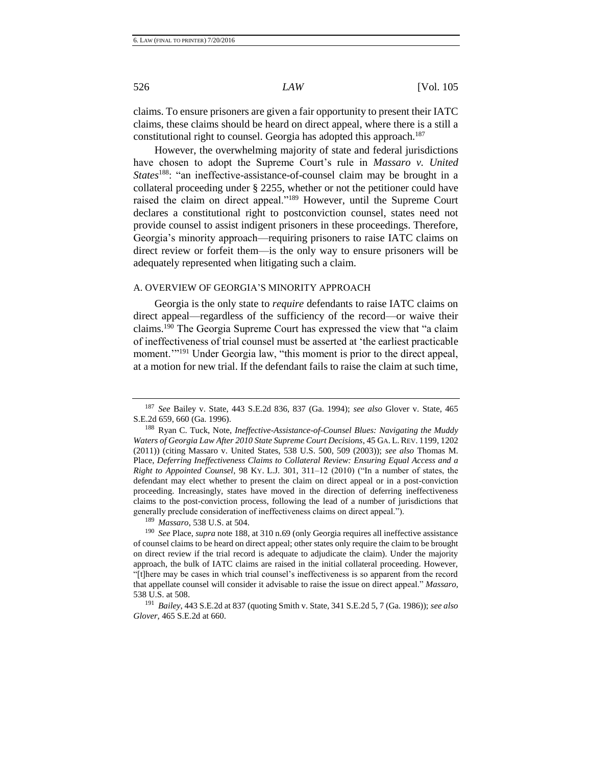claims. To ensure prisoners are given a fair opportunity to present their IATC claims, these claims should be heard on direct appeal, where there is a still a constitutional right to counsel. Georgia has adopted this approach.[187]

However, the overwhelming majority of state and federal jurisdictions have chosen to adopt the Supreme Court's rule in *Massaro v. United States*[188]: "an ineffective-assistance-of-counsel claim may be brought in a collateral proceeding under § 2255, whether or not the petitioner could have raised the claim on direct appeal."[189] However, until the Supreme Court declares a constitutional right to postconviction counsel, states need not provide counsel to assist indigent prisoners in these proceedings. Therefore, Georgia's minority approach—requiring prisoners to raise IATC claims on direct review or forfeit them—is the only way to ensure prisoners will be adequately represented when litigating such a claim.

### A. OVERVIEW OF GEORGIA'S MINORITY APPROACH

Georgia is the only state to *require* defendants to raise IATC claims on direct appeal—regardless of the sufficiency of the record—or waive their claims.[190] The Georgia Supreme Court has expressed the view that "a claim of ineffectiveness of trial counsel must be asserted at 'the earliest practicable moment.'"[191] Under Georgia law, "this moment is prior to the direct appeal, at a motion for new trial. If the defendant fails to raise the claim at such time,

---

[187] *See* Bailey v. State, 443 S.E.2d 836, 837 (Ga. 1994); *see also* Glover v. State, 465 S.E.2d 659, 660 (Ga. 1996).

[188] Ryan C. Tuck, Note, *Ineffective-Assistance-of-Counsel Blues: Navigating the Muddy Waters of Georgia Law After 2010 State Supreme Court Decisions*, 45 GA. L. REV. 1199, 1202 (2011)) (citing Massaro v. United States, 538 U.S. 500, 509 (2003)); *see also* Thomas M. Place, *Deferring Ineffectiveness Claims to Collateral Review: Ensuring Equal Access and a Right to Appointed Counsel*, 98 KY. L.J. 301, 311–12 (2010) ("In a number of states, the defendant may elect whether to present the claim on direct appeal or in a post-conviction proceeding. Increasingly, states have moved in the direction of deferring ineffectiveness claims to the post-conviction process, following the lead of a number of jurisdictions that generally preclude consideration of ineffectiveness claims on direct appeal.").

[189] *Massaro*, 538 U.S. at 504.

[190] *See* Place, *supra* note 188, at 310 n.69 (only Georgia requires all ineffective assistance of counsel claims to be heard on direct appeal; other states only require the claim to be brought on direct review if the trial record is adequate to adjudicate the claim). Under the majority approach, the bulk of IATC claims are raised in the initial collateral proceeding. However, "[t]here may be cases in which trial counsel's ineffectiveness is so apparent from the record that appellate counsel will consider it advisable to raise the issue on direct appeal." *Massaro*, 538 U.S. at 508.

[191] *Bailey*, 443 S.E.2d at 837 (quoting Smith v. State, 341 S.E.2d 5, 7 (Ga. 1986)); *see also Glover*, 465 S.E.2d at 660.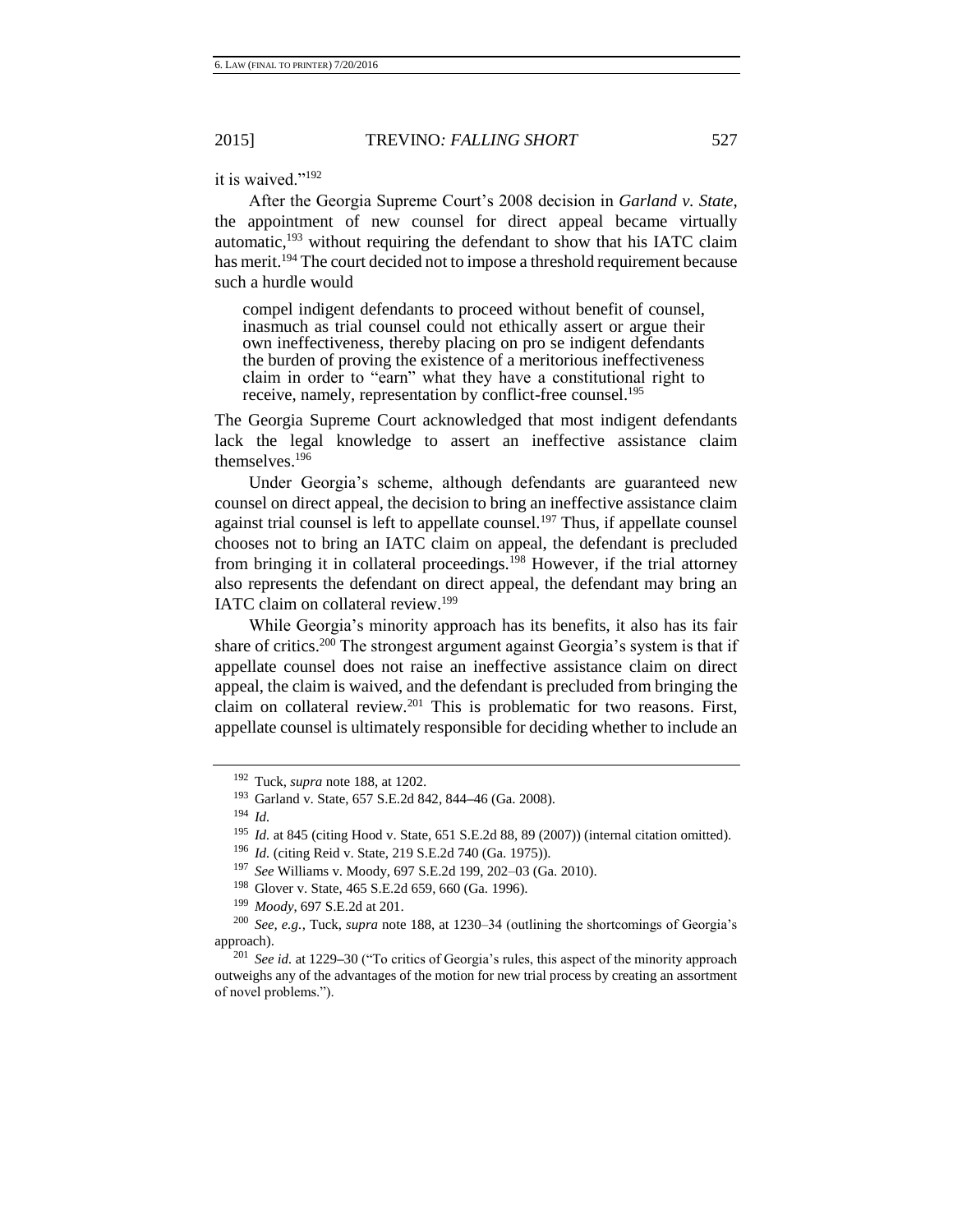it is waived."[192]

After the Georgia Supreme Court's 2008 decision in *Garland v. State*, the appointment of new counsel for direct appeal became virtually automatic,[193] without requiring the defendant to show that his IATC claim has merit.[194] The court decided not to impose a threshold requirement because such a hurdle would

> compel indigent defendants to proceed without benefit of counsel, inasmuch as trial counsel could not ethically assert or argue their own ineffectiveness, thereby placing on pro se indigent defendants the burden of proving the existence of a meritorious ineffectiveness claim in order to "earn" what they have a constitutional right to receive, namely, representation by conflict-free counsel.[195]

The Georgia Supreme Court acknowledged that most indigent defendants lack the legal knowledge to assert an ineffective assistance claim themselves.[196]

Under Georgia's scheme, although defendants are guaranteed new counsel on direct appeal, the decision to bring an ineffective assistance claim against trial counsel is left to appellate counsel.[197] Thus, if appellate counsel chooses not to bring an IATC claim on appeal, the defendant is precluded from bringing it in collateral proceedings.[198] However, if the trial attorney also represents the defendant on direct appeal, the defendant may bring an IATC claim on collateral review.[199]

While Georgia's minority approach has its benefits, it also has its fair share of critics.[200] The strongest argument against Georgia's system is that if appellate counsel does not raise an ineffective assistance claim on direct appeal, the claim is waived, and the defendant is precluded from bringing the claim on collateral review.[201] This is problematic for two reasons. First, appellate counsel is ultimately responsible for deciding whether to include an

---

[192] Tuck, *supra* note 188, at 1202.

[193] Garland v. State, 657 S.E.2d 842, 844–46 (Ga. 2008).

[194] *Id.*

[195] *Id.* at 845 (citing Hood v. State, 651 S.E.2d 88, 89 (2007)) (internal citation omitted).

[196] *Id.* (citing Reid v. State, 219 S.E.2d 740 (Ga. 1975)).

[197] *See* Williams v. Moody, 697 S.E.2d 199, 202–03 (Ga. 2010).

[198] Glover v. State, 465 S.E.2d 659, 660 (Ga. 1996).

[199] *Moody*, 697 S.E.2d at 201.

[200] *See, e.g.*, Tuck, *supra* note 188, at 1230–34 (outlining the shortcomings of Georgia's approach).

[201] *See id.* at 1229–30 ("To critics of Georgia's rules, this aspect of the minority approach outweighs any of the advantages of the motion for new trial process by creating an assortment of novel problems.").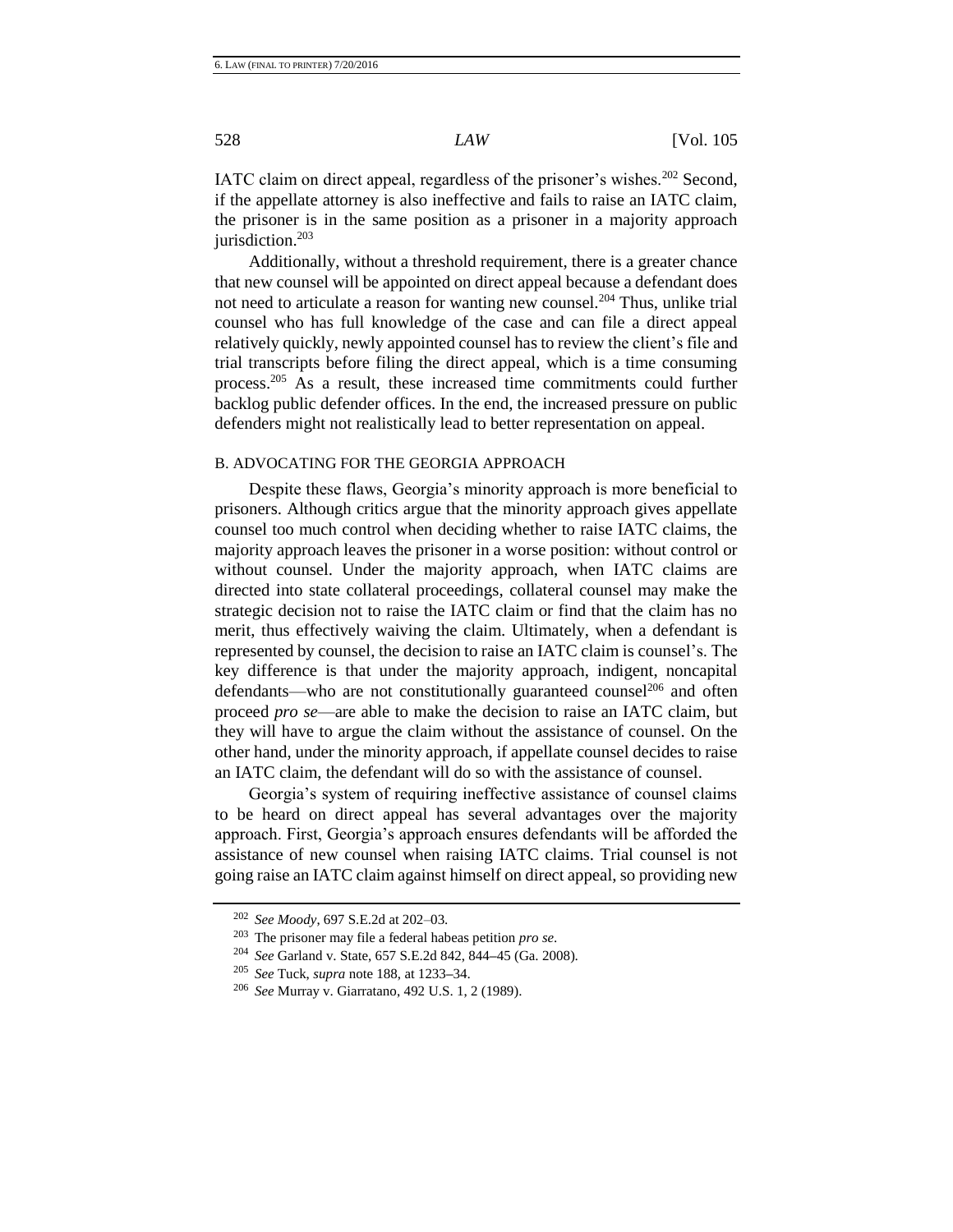IATC claim on direct appeal, regardless of the prisoner's wishes.[202] Second, if the appellate attorney is also ineffective and fails to raise an IATC claim, the prisoner is in the same position as a prisoner in a majority approach jurisdiction.[203]

Additionally, without a threshold requirement, there is a greater chance that new counsel will be appointed on direct appeal because a defendant does not need to articulate a reason for wanting new counsel.[204] Thus, unlike trial counsel who has full knowledge of the case and can file a direct appeal relatively quickly, newly appointed counsel has to review the client's file and trial transcripts before filing the direct appeal, which is a time consuming process.[205] As a result, these increased time commitments could further backlog public defender offices. In the end, the increased pressure on public defenders might not realistically lead to better representation on appeal.

### B. ADVOCATING FOR THE GEORGIA APPROACH

Despite these flaws, Georgia's minority approach is more beneficial to prisoners. Although critics argue that the minority approach gives appellate counsel too much control when deciding whether to raise IATC claims, the majority approach leaves the prisoner in a worse position: without control or without counsel. Under the majority approach, when IATC claims are directed into state collateral proceedings, collateral counsel may make the strategic decision not to raise the IATC claim or find that the claim has no merit, thus effectively waiving the claim. Ultimately, when a defendant is represented by counsel, the decision to raise an IATC claim is counsel's. The key difference is that under the majority approach, indigent, noncapital defendants—who are not constitutionally guaranteed counsel[206] and often proceed *pro se*—are able to make the decision to raise an IATC claim, but they will have to argue the claim without the assistance of counsel. On the other hand, under the minority approach, if appellate counsel decides to raise an IATC claim, the defendant will do so with the assistance of counsel.

Georgia's system of requiring ineffective assistance of counsel claims to be heard on direct appeal has several advantages over the majority approach. First, Georgia's approach ensures defendants will be afforded the assistance of new counsel when raising IATC claims. Trial counsel is not going raise an IATC claim against himself on direct appeal, so providing new

[202] *See Moody*, 697 S.E.2d at 202–03.

[203] The prisoner may file a federal habeas petition *pro se*.

[204] *See* Garland v. State, 657 S.E.2d 842, 844–45 (Ga. 2008).

[205] *See* Tuck, *supra* note 188, at 1233–34.

[206] *See* Murray v. Giarratano, 492 U.S. 1, 2 (1989).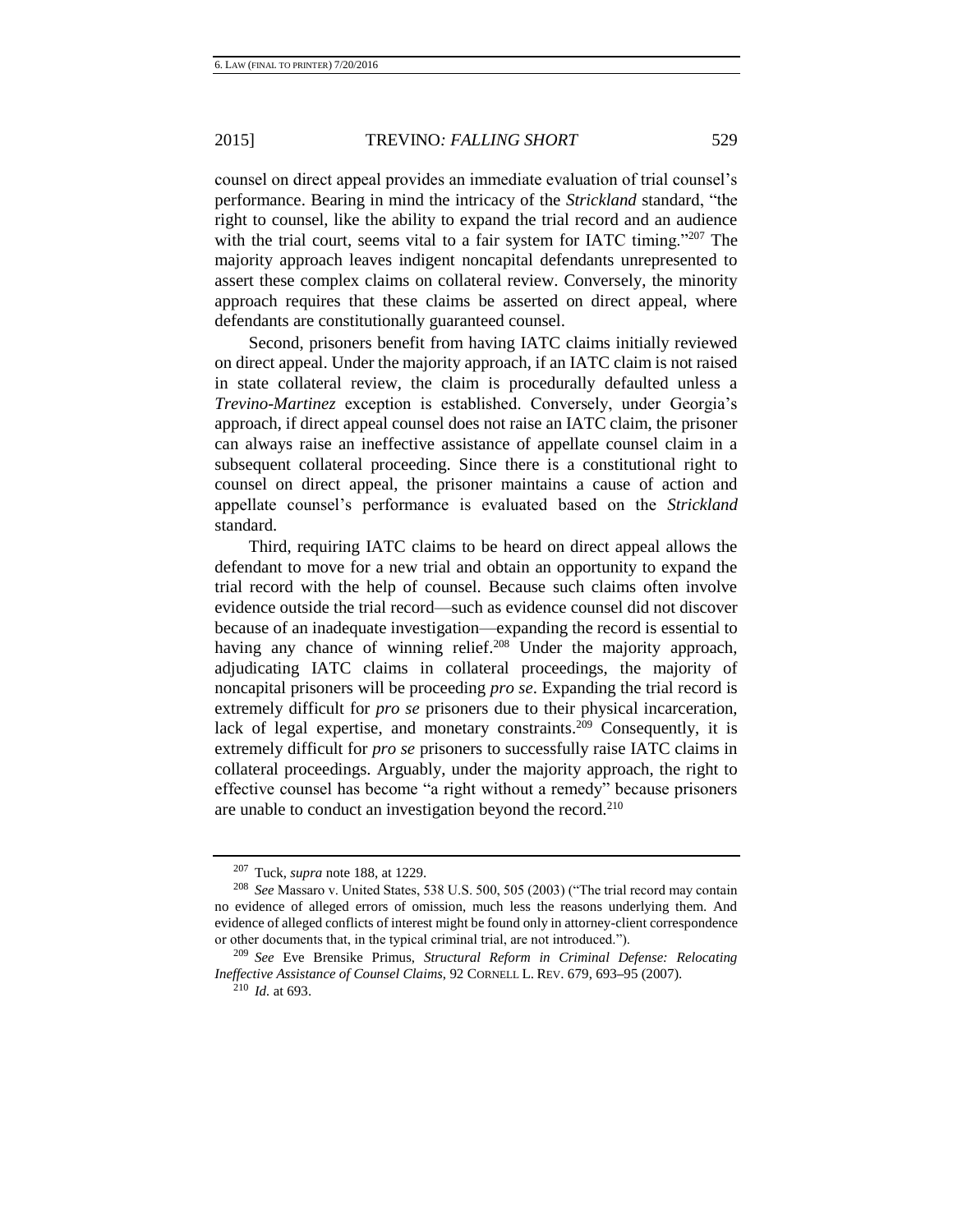counsel on direct appeal provides an immediate evaluation of trial counsel's performance. Bearing in mind the intricacy of the *Strickland* standard, "the right to counsel, like the ability to expand the trial record and an audience with the trial court, seems vital to a fair system for IATC timing."[207] The majority approach leaves indigent noncapital defendants unrepresented to assert these complex claims on collateral review. Conversely, the minority approach requires that these claims be asserted on direct appeal, where defendants are constitutionally guaranteed counsel.

Second, prisoners benefit from having IATC claims initially reviewed on direct appeal. Under the majority approach, if an IATC claim is not raised in state collateral review, the claim is procedurally defaulted unless a *Trevino-Martinez* exception is established. Conversely, under Georgia's approach, if direct appeal counsel does not raise an IATC claim, the prisoner can always raise an ineffective assistance of appellate counsel claim in a subsequent collateral proceeding. Since there is a constitutional right to counsel on direct appeal, the prisoner maintains a cause of action and appellate counsel's performance is evaluated based on the *Strickland* standard.

Third, requiring IATC claims to be heard on direct appeal allows the defendant to move for a new trial and obtain an opportunity to expand the trial record with the help of counsel. Because such claims often involve evidence outside the trial record—such as evidence counsel did not discover because of an inadequate investigation—expanding the record is essential to having any chance of winning relief.[208] Under the majority approach, adjudicating IATC claims in collateral proceedings, the majority of noncapital prisoners will be proceeding *pro se*. Expanding the trial record is extremely difficult for *pro se* prisoners due to their physical incarceration, lack of legal expertise, and monetary constraints.[209] Consequently, it is extremely difficult for *pro se* prisoners to successfully raise IATC claims in collateral proceedings. Arguably, under the majority approach, the right to effective counsel has become "a right without a remedy" because prisoners are unable to conduct an investigation beyond the record.[210]

---

[207] Tuck, *supra* note 188, at 1229.

[208] *See* Massaro v. United States, 538 U.S. 500, 505 (2003) ("The trial record may contain no evidence of alleged errors of omission, much less the reasons underlying them. And evidence of alleged conflicts of interest might be found only in attorney-client correspondence or other documents that, in the typical criminal trial, are not introduced.").

[209] *See* Eve Brensike Primus, *Structural Reform in Criminal Defense: Relocating Ineffective Assistance of Counsel Claims*, 92 CORNELL L. REV. 679, 693–95 (2007).

[210] *Id.* at 693.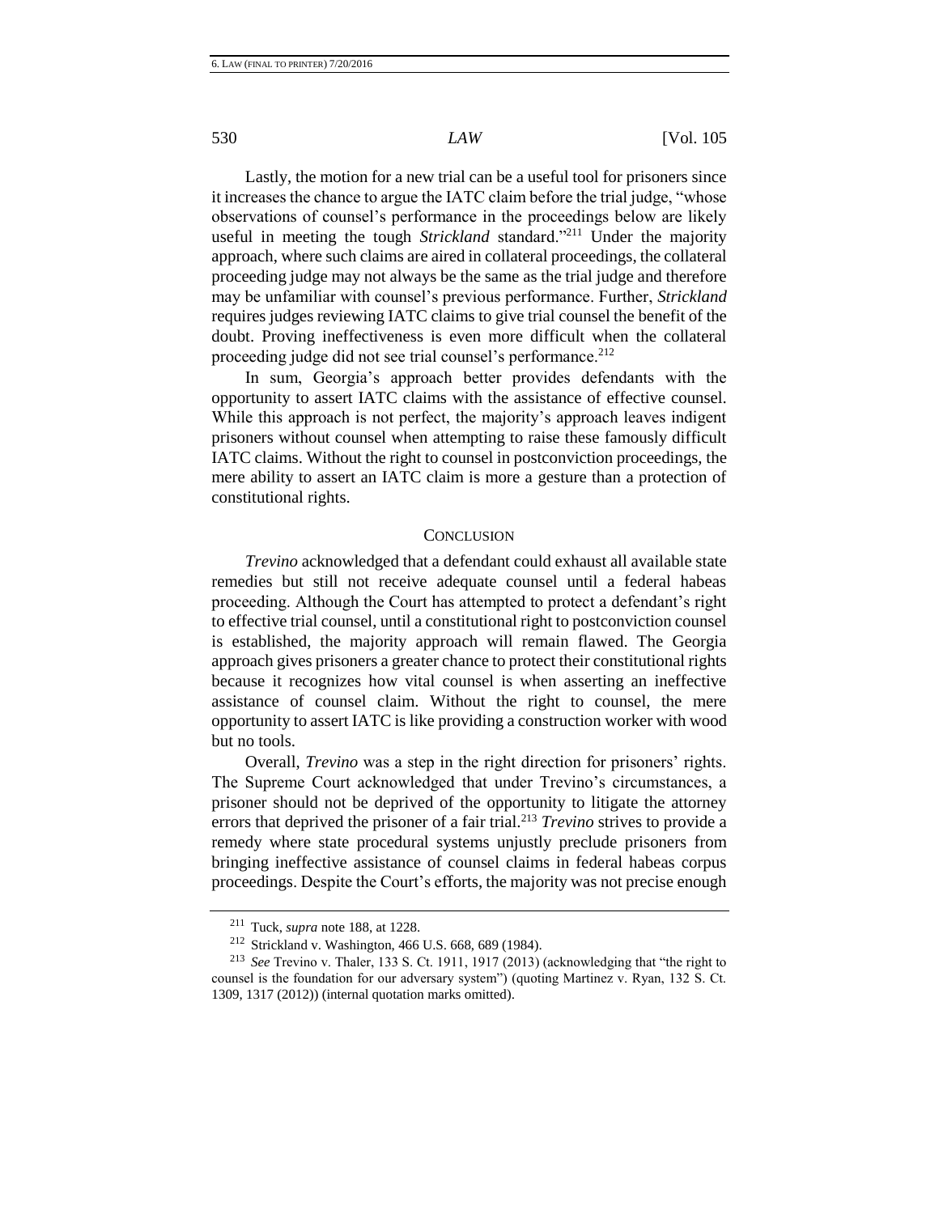Lastly, the motion for a new trial can be a useful tool for prisoners since it increases the chance to argue the IATC claim before the trial judge, "whose observations of counsel's performance in the proceedings below are likely useful in meeting the tough *Strickland* standard."[211] Under the majority approach, where such claims are aired in collateral proceedings, the collateral proceeding judge may not always be the same as the trial judge and therefore may be unfamiliar with counsel's previous performance. Further, *Strickland* requires judges reviewing IATC claims to give trial counsel the benefit of the doubt. Proving ineffectiveness is even more difficult when the collateral proceeding judge did not see trial counsel's performance.[212]

In sum, Georgia's approach better provides defendants with the opportunity to assert IATC claims with the assistance of effective counsel. While this approach is not perfect, the majority's approach leaves indigent prisoners without counsel when attempting to raise these famously difficult IATC claims. Without the right to counsel in postconviction proceedings, the mere ability to assert an IATC claim is more a gesture than a protection of constitutional rights.

## CONCLUSION

*Trevino* acknowledged that a defendant could exhaust all available state remedies but still not receive adequate counsel until a federal habeas proceeding. Although the Court has attempted to protect a defendant's right to effective trial counsel, until a constitutional right to postconviction counsel is established, the majority approach will remain flawed. The Georgia approach gives prisoners a greater chance to protect their constitutional rights because it recognizes how vital counsel is when asserting an ineffective assistance of counsel claim. Without the right to counsel, the mere opportunity to assert IATC is like providing a construction worker with wood but no tools.

Overall, *Trevino* was a step in the right direction for prisoners' rights. The Supreme Court acknowledged that under Trevino's circumstances, a prisoner should not be deprived of the opportunity to litigate the attorney errors that deprived the prisoner of a fair trial.[213] *Trevino* strives to provide a remedy where state procedural systems unjustly preclude prisoners from bringing ineffective assistance of counsel claims in federal habeas corpus proceedings. Despite the Court's efforts, the majority was not precise enough

---

[211] Tuck, *supra* note 188, at 1228.

[212] Strickland v. Washington, 466 U.S. 668, 689 (1984).

[213] *See* Trevino v. Thaler, 133 S. Ct. 1911, 1917 (2013) (acknowledging that "the right to counsel is the foundation for our adversary system") (quoting Martinez v. Ryan, 132 S. Ct. 1309, 1317 (2012)) (internal quotation marks omitted).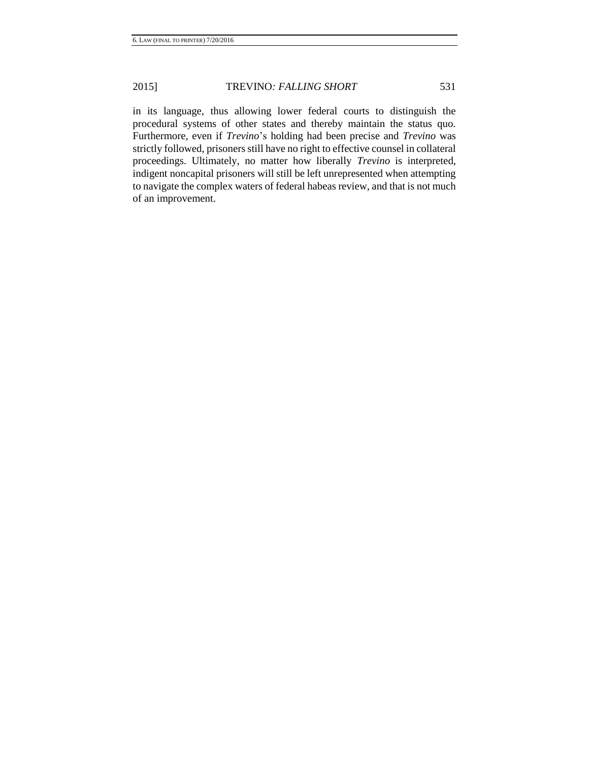in its language, thus allowing lower federal courts to distinguish the procedural systems of other states and thereby maintain the status quo. Furthermore, even if *Trevino*'s holding had been precise and *Trevino* was strictly followed, prisoners still have no right to effective counsel in collateral proceedings. Ultimately, no matter how liberally *Trevino* is interpreted, indigent noncapital prisoners will still be left unrepresented when attempting to navigate the complex waters of federal habeas review, and that is not much of an improvement.